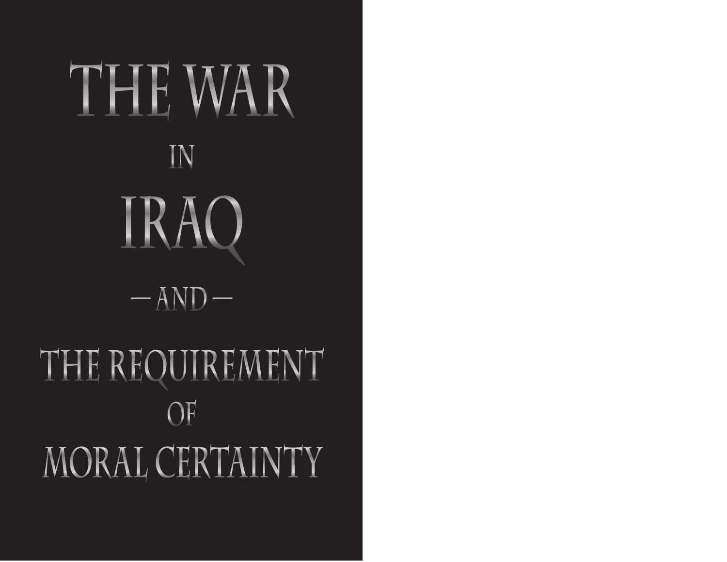# THE WAR IN IRAQ — AND — THE REQUIREMENT OF MORAL CERTAINTY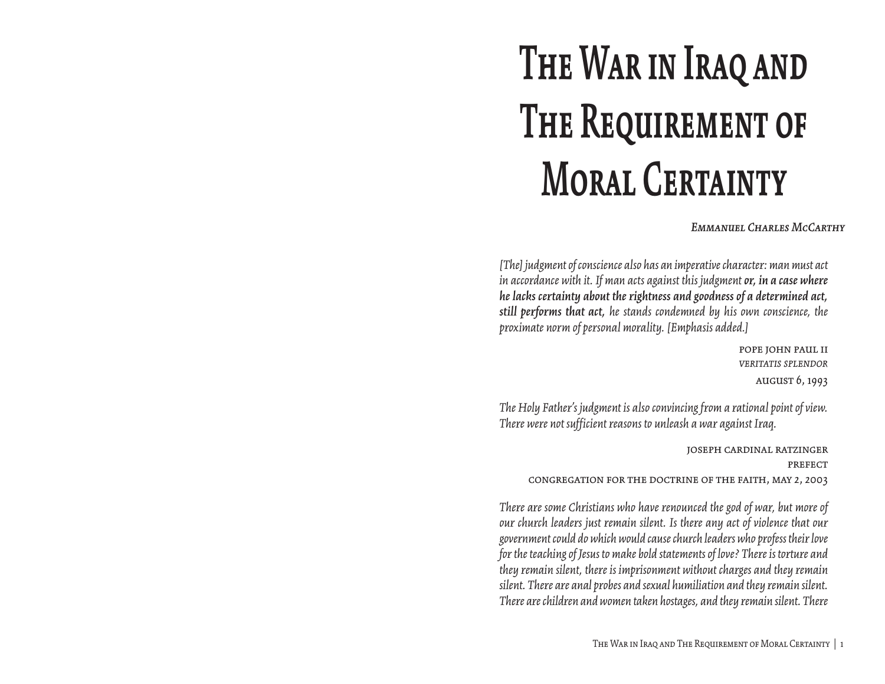# The War in Iraq and The Requirement of Moral Certainty

***Emmanuel Charles McCarthy***

*[The] judgment of conscience also has an imperative character: man must act in accordance with it. If man acts against this judgment* ***or, in a case where he lacks certainty about the rightness and goodness of a determined act, still performs that act,*** *he stands condemned by his own conscience, the proximate norm of personal morality. [Emphasis added.]*

Pope John Paul II
*Veritatis Splendor*
August 6, 1993

*The Holy Father's judgment is also convincing from a rational point of view. There were not sufficient reasons to unleash a war against Iraq.*

Joseph Cardinal Ratzinger
Prefect
Congregation for the Doctrine of the Faith, May 2, 2003

*There are some Christians who have renounced the god of war, but more of our church leaders just remain silent. Is there any act of violence that our government could do which would cause church leaders who profess their love for the teaching of Jesus to make bold statements of love? There is torture and they remain silent, there is imprisonment without charges and they remain silent. There are anal probes and sexual humiliation and they remain silent. There are children and women taken hostages, and they remain silent. There*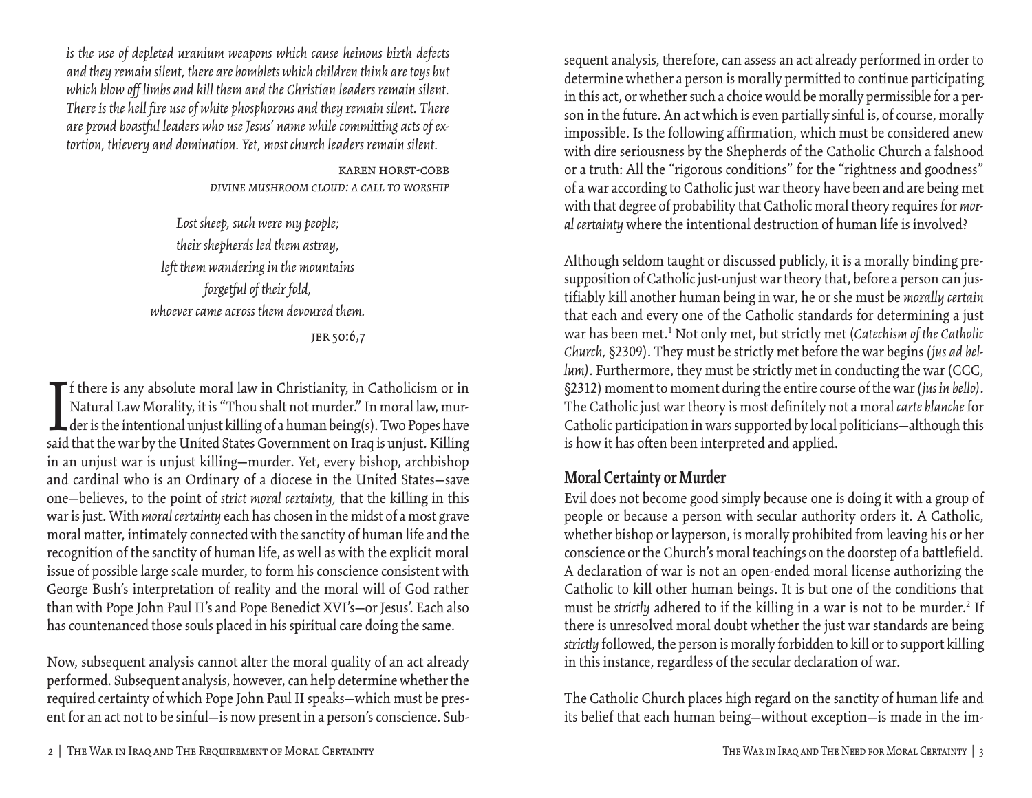*is the use of depleted uranium weapons which cause heinous birth defects and they remain silent, there are bomblets which children think are toys but which blow off limbs and kill them and the Christian leaders remain silent. There is the hell fire use of white phosphorous and they remain silent. There are proud boastful leaders who use Jesus' name while committing acts of extortion, thievery and domination. Yet, most church leaders remain silent.*

KAREN HORST-COBB
*DIVINE MUSHROOM CLOUD: A CALL TO WORSHIP*

*Lost sheep, such were my people;*
*their shepherds led them astray,*
*left them wandering in the mountains*
*forgetful of their fold,*
*whoever came across them devoured them.*

JER 50:6,7

If there is any absolute moral law in Christianity, in Catholicism or in Natural Law Morality, it is "Thou shalt not murder." In moral law, murder is the intentional unjust killing of a human being(s). Two Popes have said that the war by the United States Government on Iraq is unjust. Killing in an unjust war is unjust killing—murder. Yet, every bishop, archbishop and cardinal who is an Ordinary of a diocese in the United States—save one—believes, to the point of *strict moral certainty,* that the killing in this war is just. With *moral certainty* each has chosen in the midst of a most grave moral matter, intimately connected with the sanctity of human life and the recognition of the sanctity of human life, as well as with the explicit moral issue of possible large scale murder, to form his conscience consistent with George Bush's interpretation of reality and the moral will of God rather than with Pope John Paul II's and Pope Benedict XVI's—or Jesus'. Each also has countenanced those souls placed in his spiritual care doing the same.

Now, subsequent analysis cannot alter the moral quality of an act already performed. Subsequent analysis, however, can help determine whether the required certainty of which Pope John Paul II speaks—which must be present for an act not to be sinful—is now present in a person's conscience. Subsequent analysis, therefore, can assess an act already performed in order to determine whether a person is morally permitted to continue participating in this act, or whether such a choice would be morally permissible for a person in the future. An act which is even partially sinful is, of course, morally impossible. Is the following affirmation, which must be considered anew with dire seriousness by the Shepherds of the Catholic Church a falshood or a truth: All the "rigorous conditions" for the "rightness and goodness" of a war according to Catholic just war theory have been and are being met with that degree of probability that Catholic moral theory requires for *moral certainty* where the intentional destruction of human life is involved?

Although seldom taught or discussed publicly, it is a morally binding presupposition of Catholic just-unjust war theory that, before a person can justifiably kill another human being in war, he or she must be *morally certain* that each and every one of the Catholic standards for determining a just war has been met.[1] Not only met, but strictly met (*Catechism of the Catholic Church*, §2309). They must be strictly met before the war begins (*jus ad bellum*). Furthermore, they must be strictly met in conducting the war (CCC, §2312) moment to moment during the entire course of the war (*jus in bello*). The Catholic just war theory is most definitely not a moral *carte blanche* for Catholic participation in wars supported by local politicians—although this is how it has often been interpreted and applied.

## Moral Certainty or Murder

Evil does not become good simply because one is doing it with a group of people or because a person with secular authority orders it. A Catholic, whether bishop or layperson, is morally prohibited from leaving his or her conscience or the Church's moral teachings on the doorstep of a battlefield. A declaration of war is not an open-ended moral license authorizing the Catholic to kill other human beings. It is but one of the conditions that must be *strictly* adhered to if the killing in a war is not to be murder.[2] If there is unresolved moral doubt whether the just war standards are being *strictly* followed, the person is morally forbidden to kill or to support killing in this instance, regardless of the secular declaration of war.

The Catholic Church places high regard on the sanctity of human life and its belief that each human being—without exception—is made in the im-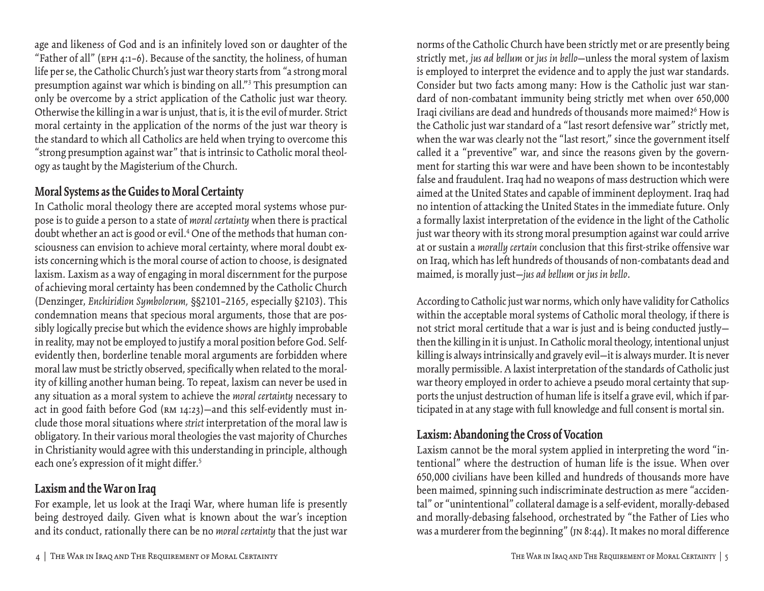age and likeness of God and is an infinitely loved son or daughter of the "Father of all" (EPH 4:1–6). Because of the sanctity, the holiness, of human life per se, the Catholic Church's just war theory starts from "a strong moral presumption against war which is binding on all."[3] This presumption can only be overcome by a strict application of the Catholic just war theory. Otherwise the killing in a war is unjust, that is, it is the evil of murder. Strict moral certainty in the application of the norms of the just war theory is the standard to which all Catholics are held when trying to overcome this "strong presumption against war" that is intrinsic to Catholic moral theology as taught by the Magisterium of the Church.

## Moral Systems as the Guides to Moral Certainty

In Catholic moral theology there are accepted moral systems whose purpose is to guide a person to a state of *moral certainty* when there is practical doubt whether an act is good or evil.[4] One of the methods that human consciousness can envision to achieve moral certainty, where moral doubt exists concerning which is the moral course of action to choose, is designated laxism. Laxism as a way of engaging in moral discernment for the purpose of achieving moral certainty has been condemned by the Catholic Church (Denzinger, *Enchiridion Symbolorum*, §§2101–2165, especially §2103). This condemnation means that specious moral arguments, those that are possibly logically precise but which the evidence shows are highly improbable in reality, may not be employed to justify a moral position before God. Self-evidently then, borderline tenable moral arguments are forbidden where moral law must be strictly observed, specifically when related to the morality of killing another human being. To repeat, laxism can never be used in any situation as a moral system to achieve the *moral certainty* necessary to act in good faith before God (RM 14:23)—and this self-evidently must include those moral situations where *strict* interpretation of the moral law is obligatory. In their various moral theologies the vast majority of Churches in Christianity would agree with this understanding in principle, although each one's expression of it might differ.[5]

## Laxism and the War on Iraq

For example, let us look at the Iraqi War, where human life is presently being destroyed daily. Given what is known about the war's inception and its conduct, rationally there can be no *moral certainty* that the just war norms of the Catholic Church have been strictly met or are presently being strictly met, *jus ad bellum* or *jus in bello*—unless the moral system of laxism is employed to interpret the evidence and to apply the just war standards. Consider but two facts among many: How is the Catholic just war standard of non-combatant immunity being strictly met when over 650,000 Iraqi civilians are dead and hundreds of thousands more maimed?[6] How is the Catholic just war standard of a "last resort defensive war" strictly met, when the war was clearly not the "last resort," since the government itself called it a "preventive" war, and since the reasons given by the government for starting this war were and have been shown to be incontestably false and fraudulent. Iraq had no weapons of mass destruction which were aimed at the United States and capable of imminent deployment. Iraq had no intention of attacking the United States in the immediate future. Only a formally laxist interpretation of the evidence in the light of the Catholic just war theory with its strong moral presumption against war could arrive at or sustain a *morally certain* conclusion that this first-strike offensive war on Iraq, which has left hundreds of thousands of non-combatants dead and maimed, is morally just—*jus ad bellum* or *jus in bello*.

According to Catholic just war norms, which only have validity for Catholics within the acceptable moral systems of Catholic moral theology, if there is not strict moral certitude that a war is just and is being conducted justly—then the killing in it is unjust. In Catholic moral theology, intentional unjust killing is always intrinsically and gravely evil—it is always murder. It is never morally permissible. A laxist interpretation of the standards of Catholic just war theory employed in order to achieve a pseudo moral certainty that supports the unjust destruction of human life is itself a grave evil, which if participated in at any stage with full knowledge and full consent is mortal sin.

## Laxism: Abandoning the Cross of Vocation

Laxism cannot be the moral system applied in interpreting the word "intentional" where the destruction of human life is the issue. When over 650,000 civilians have been killed and hundreds of thousands more have been maimed, spinning such indiscriminate destruction as mere "accidental" or "unintentional" collateral damage is a self-evident, morally-debased and morally-debasing falsehood, orchestrated by "the Father of Lies who was a murderer from the beginning" (JN 8:44). It makes no moral difference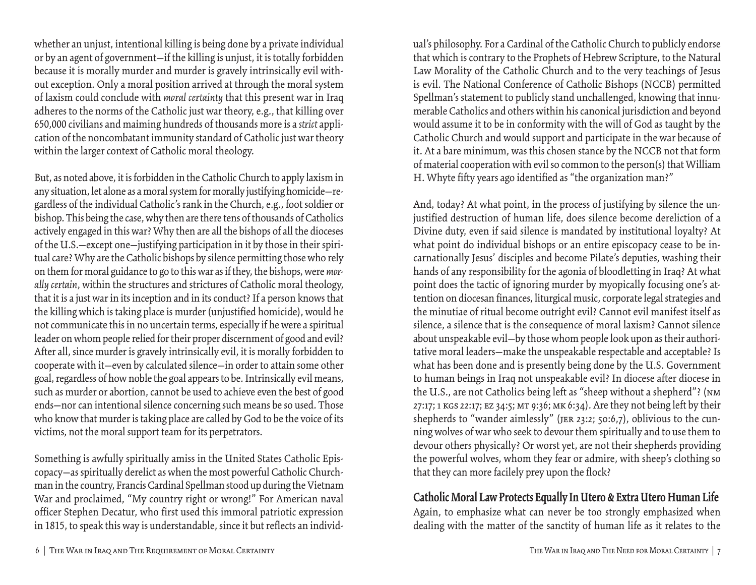whether an unjust, intentional killing is being done by a private individual or by an agent of government—if the killing is unjust, it is totally forbidden because it is morally murder and murder is gravely intrinsically evil without exception. Only a moral position arrived at through the moral system of laxism could conclude with *moral certainty* that this present war in Iraq adheres to the norms of the Catholic just war theory, e.g., that killing over 650,000 civilians and maiming hundreds of thousands more is a *strict* application of the noncombatant immunity standard of Catholic just war theory within the larger context of Catholic moral theology.

But, as noted above, it is forbidden in the Catholic Church to apply laxism in any situation, let alone as a moral system for morally justifying homicide—regardless of the individual Catholic's rank in the Church, e.g., foot soldier or bishop. This being the case, why then are there tens of thousands of Catholics actively engaged in this war? Why then are all the bishops of all the dioceses of the U.S.—except one—justifying participation in it by those in their spiritual care? Why are the Catholic bishops by silence permitting those who rely on them for moral guidance to go to this war as if they, the bishops, were *morally certain*, within the structures and strictures of Catholic moral theology, that it is a just war in its inception and in its conduct? If a person knows that the killing which is taking place is murder (unjustified homicide), would he not communicate this in no uncertain terms, especially if he were a spiritual leader on whom people relied for their proper discernment of good and evil? After all, since murder is gravely intrinsically evil, it is morally forbidden to cooperate with it—even by calculated silence—in order to attain some other goal, regardless of how noble the goal appears to be. Intrinsically evil means, such as murder or abortion, cannot be used to achieve even the best of good ends—nor can intentional silence concerning such means be so used. Those who know that murder is taking place are called by God to be the voice of its victims, not the moral support team for its perpetrators.

Something is awfully spiritually amiss in the United States Catholic Episcopacy—as spiritually derelict as when the most powerful Catholic Churchman in the country, Francis Cardinal Spellman stood up during the Vietnam War and proclaimed, "My country right or wrong!" For American naval officer Stephen Decatur, who first used this immoral patriotic expression in 1815, to speak this way is understandable, since it but reflects an individual's philosophy. For a Cardinal of the Catholic Church to publicly endorse that which is contrary to the Prophets of Hebrew Scripture, to the Natural Law Morality of the Catholic Church and to the very teachings of Jesus is evil. The National Conference of Catholic Bishops (NCCB) permitted Spellman's statement to publicly stand unchallenged, knowing that innumerable Catholics and others within his canonical jurisdiction and beyond would assume it to be in conformity with the will of God as taught by the Catholic Church and would support and participate in the war because of it. At a bare minimum, was this chosen stance by the NCCB not that form of material cooperation with evil so common to the person(s) that William H. Whyte fifty years ago identified as "the organization man?"

And, today? At what point, in the process of justifying by silence the unjustified destruction of human life, does silence become dereliction of a Divine duty, even if said silence is mandated by institutional loyalty? At what point do individual bishops or an entire episcopacy cease to be incarnationally Jesus' disciples and become Pilate's deputies, washing their hands of any responsibility for the agonia of bloodletting in Iraq? At what point does the tactic of ignoring murder by myopically focusing one's attention on diocesan finances, liturgical music, corporate legal strategies and the minutiae of ritual become outright evil? Cannot evil manifest itself as silence, a silence that is the consequence of moral laxism? Cannot silence about unspeakable evil—by those whom people look upon as their authoritative moral leaders—make the unspeakable respectable and acceptable? Is what has been done and is presently being done by the U.S. Government to human beings in Iraq not unspeakable evil? In diocese after diocese in the U.S., are not Catholics being left as "sheep without a shepherd"? (NM 27:17; 1 KGS 22:17; EZ 34:5; MT 9:36; MK 6:34). Are they not being left by their shepherds to "wander aimlessly" (JER 23:2; 50:6,7), oblivious to the cunning wolves of war who seek to devour them spiritually and to use them to devour others physically? Or worst yet, are not their shepherds providing the powerful wolves, whom they fear or admire, with sheep's clothing so that they can more facilely prey upon the flock?

## Catholic Moral Law Protects Equally In Utero & Extra Utero Human Life

Again, to emphasize what can never be too strongly emphasized when dealing with the matter of the sanctity of human life as it relates to the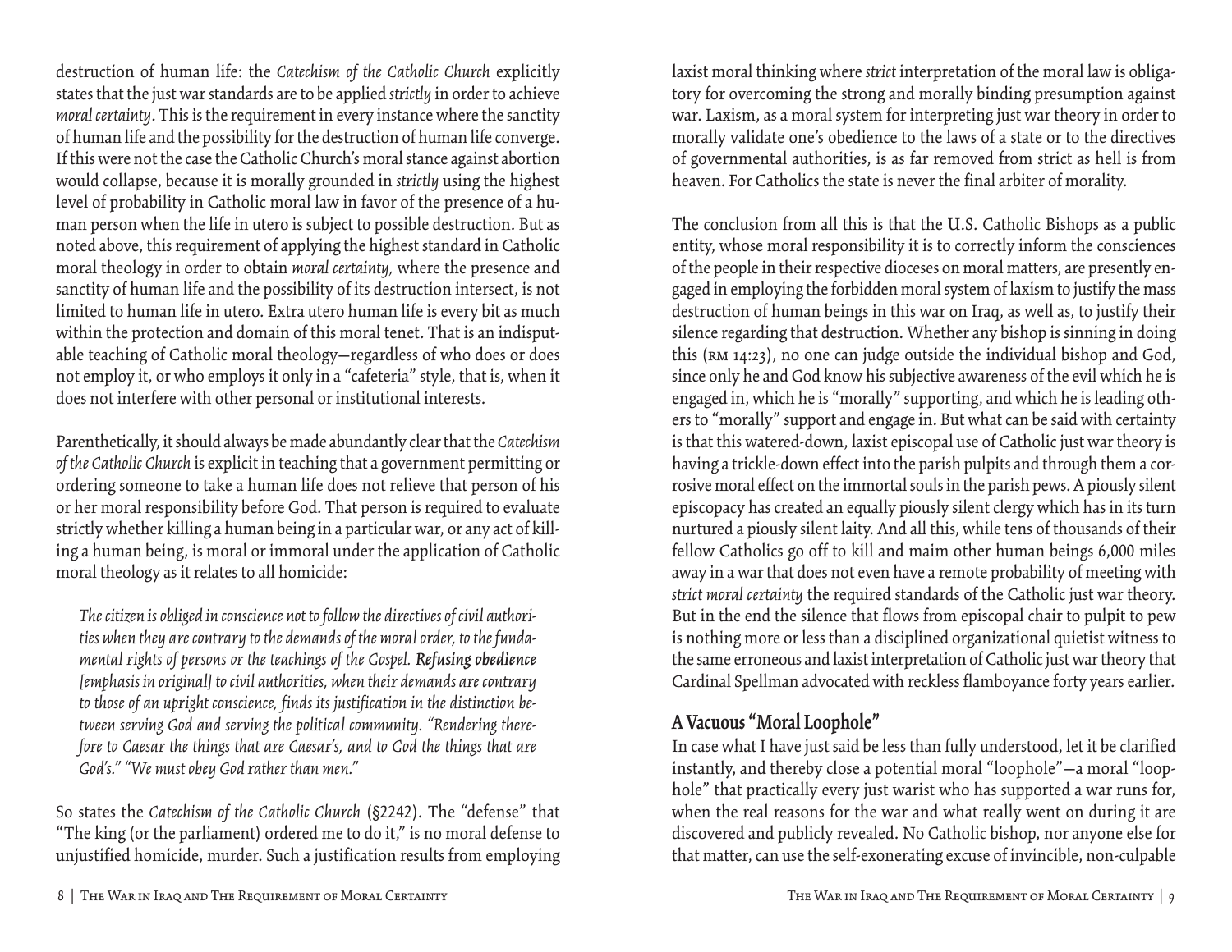destruction of human life: the *Catechism of the Catholic Church* explicitly states that the just war standards are to be applied *strictly* in order to achieve *moral certainty*. This is the requirement in every instance where the sanctity of human life and the possibility for the destruction of human life converge. If this were not the case the Catholic Church's moral stance against abortion would collapse, because it is morally grounded in *strictly* using the highest level of probability in Catholic moral law in favor of the presence of a human person when the life in utero is subject to possible destruction. But as noted above, this requirement of applying the highest standard in Catholic moral theology in order to obtain *moral certainty*, where the presence and sanctity of human life and the possibility of its destruction intersect, is not limited to human life in utero. Extra utero human life is every bit as much within the protection and domain of this moral tenet. That is an indisputable teaching of Catholic moral theology—regardless of who does or does not employ it, or who employs it only in a "cafeteria" style, that is, when it does not interfere with other personal or institutional interests.

Parenthetically, it should always be made abundantly clear that the *Catechism of the Catholic Church* is explicit in teaching that a government permitting or ordering someone to take a human life does not relieve that person of his or her moral responsibility before God. That person is required to evaluate strictly whether killing a human being in a particular war, or any act of killing a human being, is moral or immoral under the application of Catholic moral theology as it relates to all homicide:

> *The citizen is obliged in conscience not to follow the directives of civil authorities when they are contrary to the demands of the moral order, to the fundamental rights of persons or the teachings of the Gospel.* ***Refusing obedience*** *[emphasis in original] to civil authorities, when their demands are contrary to those of an upright conscience, finds its justification in the distinction between serving God and serving the political community. "Rendering therefore to Caesar the things that are Caesar's, and to God the things that are God's." "We must obey God rather than men."*

So states the *Catechism of the Catholic Church* (§2242). The "defense" that "The king (or the parliament) ordered me to do it," is no moral defense to unjustified homicide, murder. Such a justification results from employing laxist moral thinking where *strict* interpretation of the moral law is obligatory for overcoming the strong and morally binding presumption against war. Laxism, as a moral system for interpreting just war theory in order to morally validate one's obedience to the laws of a state or to the directives of governmental authorities, is as far removed from strict as hell is from heaven. For Catholics the state is never the final arbiter of morality.

The conclusion from all this is that the U.S. Catholic Bishops as a public entity, whose moral responsibility it is to correctly inform the consciences of the people in their respective dioceses on moral matters, are presently engaged in employing the forbidden moral system of laxism to justify the mass destruction of human beings in this war on Iraq, as well as, to justify their silence regarding that destruction. Whether any bishop is sinning in doing this (RM 14:23), no one can judge outside the individual bishop and God, since only he and God know his subjective awareness of the evil which he is engaged in, which he is "morally" supporting, and which he is leading others to "morally" support and engage in. But what can be said with certainty is that this watered-down, laxist episcopal use of Catholic just war theory is having a trickle-down effect into the parish pulpits and through them a corrosive moral effect on the immortal souls in the parish pews. A piously silent episcopacy has created an equally piously silent clergy which has in its turn nurtured a piously silent laity. And all this, while tens of thousands of their fellow Catholics go off to kill and maim other human beings 6,000 miles away in a war that does not even have a remote probability of meeting with *strict moral certainty* the required standards of the Catholic just war theory. But in the end the silence that flows from episcopal chair to pulpit to pew is nothing more or less than a disciplined organizational quietist witness to the same erroneous and laxist interpretation of Catholic just war theory that Cardinal Spellman advocated with reckless flamboyance forty years earlier.

## A Vacuous "Moral Loophole"

In case what I have just said be less than fully understood, let it be clarified instantly, and thereby close a potential moral "loophole"—a moral "loophole" that practically every just warist who has supported a war runs for, when the real reasons for the war and what really went on during it are discovered and publicly revealed. No Catholic bishop, nor anyone else for that matter, can use the self-exonerating excuse of invincible, non-culpable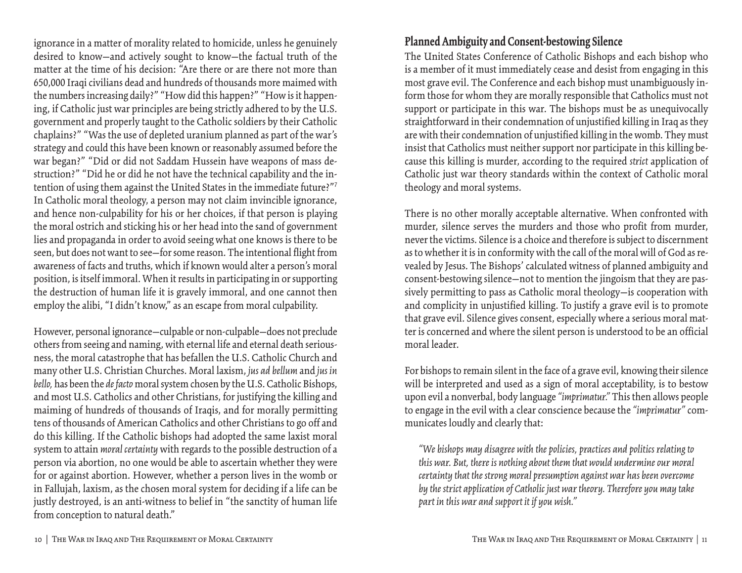ignorance in a matter of morality related to homicide, unless he genuinely desired to know—and actively sought to know—the factual truth of the matter at the time of his decision: "Are there or are there not more than 650,000 Iraqi civilians dead and hundreds of thousands more maimed with the numbers increasing daily?" "How did this happen?" "How is it happening, if Catholic just war principles are being strictly adhered to by the U.S. government and properly taught to the Catholic soldiers by their Catholic chaplains?" "Was the use of depleted uranium planned as part of the war's strategy and could this have been known or reasonably assumed before the war began?" "Did or did not Saddam Hussein have weapons of mass destruction?" "Did he or did he not have the technical capability and the intention of using them against the United States in the immediate future?"[7] In Catholic moral theology, a person may not claim invincible ignorance, and hence non-culpability for his or her choices, if that person is playing the moral ostrich and sticking his or her head into the sand of government lies and propaganda in order to avoid seeing what one knows is there to be seen, but does not want to see—for some reason. The intentional flight from awareness of facts and truths, which if known would alter a person's moral position, is itself immoral. When it results in participating in or supporting the destruction of human life it is gravely immoral, and one cannot then employ the alibi, "I didn't know," as an escape from moral culpability.

However, personal ignorance—culpable or non-culpable—does not preclude others from seeing and naming, with eternal life and eternal death seriousness, the moral catastrophe that has befallen the U.S. Catholic Church and many other U.S. Christian Churches. Moral laxism, *jus ad bellum* and *jus in bello*, has been the *de facto* moral system chosen by the U.S. Catholic Bishops, and most U.S. Catholics and other Christians, for justifying the killing and maiming of hundreds of thousands of Iraqis, and for morally permitting tens of thousands of American Catholics and other Christians to go off and do this killing. If the Catholic bishops had adopted the same laxist moral system to attain *moral certainty* with regards to the possible destruction of a person via abortion, no one would be able to ascertain whether they were for or against abortion. However, whether a person lives in the womb or in Fallujah, laxism, as the chosen moral system for deciding if a life can be justly destroyed, is an anti-witness to belief in "the sanctity of human life from conception to natural death."

## Planned Ambiguity and Consent-bestowing Silence

The United States Conference of Catholic Bishops and each bishop who is a member of it must immediately cease and desist from engaging in this most grave evil. The Conference and each bishop must unambiguously inform those for whom they are morally responsible that Catholics must not support or participate in this war. The bishops must be as unequivocally straightforward in their condemnation of unjustified killing in Iraq as they are with their condemnation of unjustified killing in the womb. They must insist that Catholics must neither support nor participate in this killing because this killing is murder, according to the required *strict* application of Catholic just war theory standards within the context of Catholic moral theology and moral systems.

There is no other morally acceptable alternative. When confronted with murder, silence serves the murders and those who profit from murder, never the victims. Silence is a choice and therefore is subject to discernment as to whether it is in conformity with the call of the moral will of God as revealed by Jesus. The Bishops' calculated witness of planned ambiguity and consent-bestowing silence—not to mention the jingoism that they are passively permitting to pass as Catholic moral theology—is cooperation with and complicity in unjustified killing. To justify a grave evil is to promote that grave evil. Silence gives consent, especially where a serious moral matter is concerned and where the silent person is understood to be an official moral leader.

For bishops to remain silent in the face of a grave evil, knowing their silence will be interpreted and used as a sign of moral acceptability, is to bestow upon evil a nonverbal, body language *"imprimatur."* This then allows people to engage in the evil with a clear conscience because the *"imprimatur"* communicates loudly and clearly that:

> *"We bishops may disagree with the policies, practices and politics relating to this war. But, there is nothing about them that would undermine our moral certainty that the strong moral presumption against war has been overcome by the strict application of Catholic just war theory. Therefore you may take part in this war and support it if you wish."*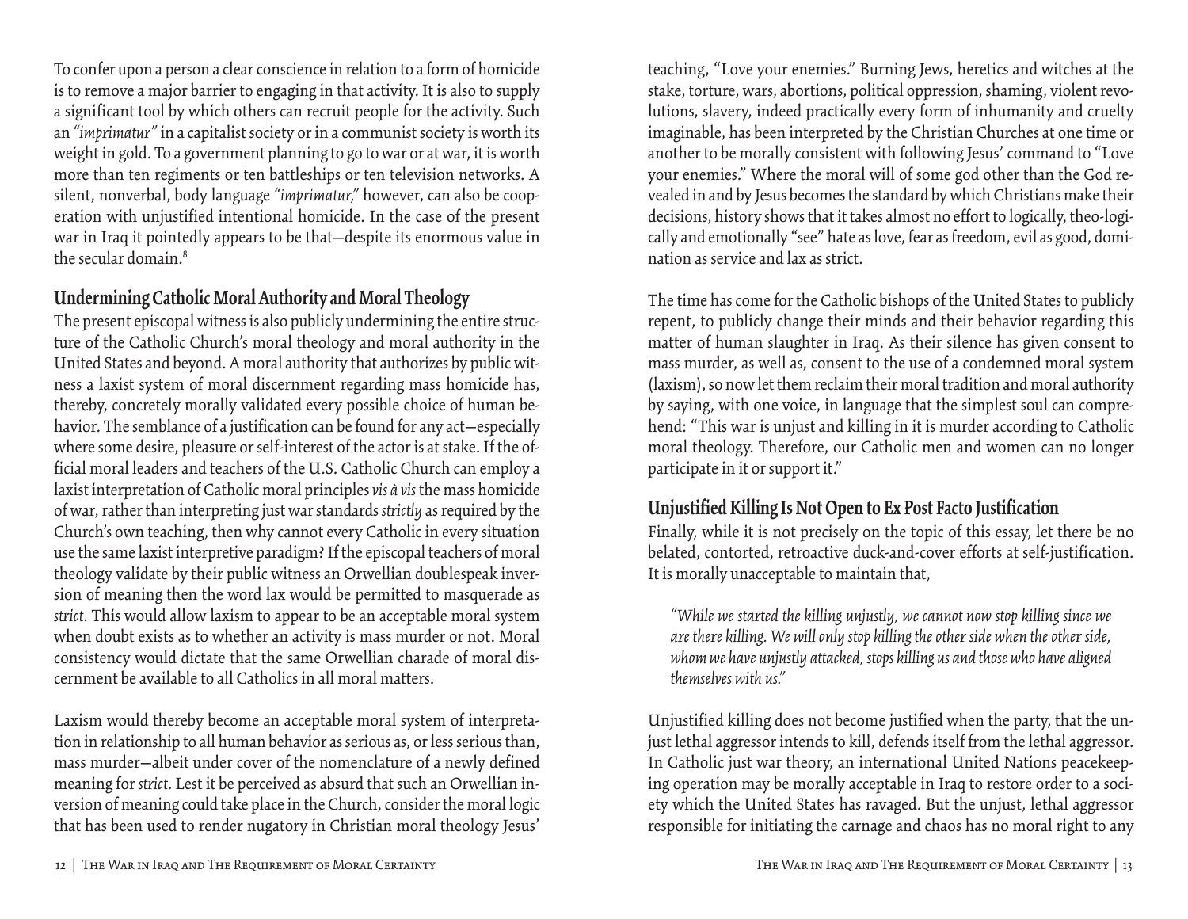To confer upon a person a clear conscience in relation to a form of homicide is to remove a major barrier to engaging in that activity. It is also to supply a significant tool by which others can recruit people for the activity. Such an *"imprimatur"* in a capitalist society or in a communist society is worth its weight in gold. To a government planning to go to war or at war, it is worth more than ten regiments or ten battleships or ten television networks. A silent, nonverbal, body language *"imprimatur,"* however, can also be cooperation with unjustified intentional homicide. In the case of the present war in Iraq it pointedly appears to be that—despite its enormous value in the secular domain.[8]

## Undermining Catholic Moral Authority and Moral Theology

The present episcopal witness is also publicly undermining the entire structure of the Catholic Church's moral theology and moral authority in the United States and beyond. A moral authority that authorizes by public witness a laxist system of moral discernment regarding mass homicide has, thereby, concretely morally validated every possible choice of human behavior. The semblance of a justification can be found for any act—especially where some desire, pleasure or self-interest of the actor is at stake. If the official moral leaders and teachers of the U.S. Catholic Church can employ a laxist interpretation of Catholic moral principles *vis à vis* the mass homicide of war, rather than interpreting just war standards *strictly* as required by the Church's own teaching, then why cannot every Catholic in every situation use the same laxist interpretive paradigm? If the episcopal teachers of moral theology validate by their public witness an Orwellian doublespeak inversion of meaning then the word lax would be permitted to masquerade as *strict*. This would allow laxism to appear to be an acceptable moral system when doubt exists as to whether an activity is mass murder or not. Moral consistency would dictate that the same Orwellian charade of moral discernment be available to all Catholics in all moral matters.

Laxism would thereby become an acceptable moral system of interpretation in relationship to all human behavior as serious as, or less serious than, mass murder—albeit under cover of the nomenclature of a newly defined meaning for *strict*. Lest it be perceived as absurd that such an Orwellian inversion of meaning could take place in the Church, consider the moral logic that has been used to render nugatory in Christian moral theology Jesus' teaching, "Love your enemies." Burning Jews, heretics and witches at the stake, torture, wars, abortions, political oppression, shaming, violent revolutions, slavery, indeed practically every form of inhumanity and cruelty imaginable, has been interpreted by the Christian Churches at one time or another to be morally consistent with following Jesus' command to "Love your enemies." Where the moral will of some god other than the God revealed in and by Jesus becomes the standard by which Christians make their decisions, history shows that it takes almost no effort to logically, theo-logically and emotionally "see" hate as love, fear as freedom, evil as good, domination as service and lax as strict.

The time has come for the Catholic bishops of the United States to publicly repent, to publicly change their minds and their behavior regarding this matter of human slaughter in Iraq. As their silence has given consent to mass murder, as well as, consent to the use of a condemned moral system (laxism), so now let them reclaim their moral tradition and moral authority by saying, with one voice, in language that the simplest soul can comprehend: "This war is unjust and killing in it is murder according to Catholic moral theology. Therefore, our Catholic men and women can no longer participate in it or support it."

## Unjustified Killing Is Not Open to Ex Post Facto Justification

Finally, while it is not precisely on the topic of this essay, let there be no belated, contorted, retroactive duck-and-cover efforts at self-justification. It is morally unacceptable to maintain that,

> *"While we started the killing unjustly, we cannot now stop killing since we are there killing. We will only stop killing the other side when the other side, whom we have unjustly attacked, stops killing us and those who have aligned themselves with us."*

Unjustified killing does not become justified when the party, that the unjust lethal aggressor intends to kill, defends itself from the lethal aggressor. In Catholic just war theory, an international United Nations peacekeeping operation may be morally acceptable in Iraq to restore order to a society which the United States has ravaged. But the unjust, lethal aggressor responsible for initiating the carnage and chaos has no moral right to any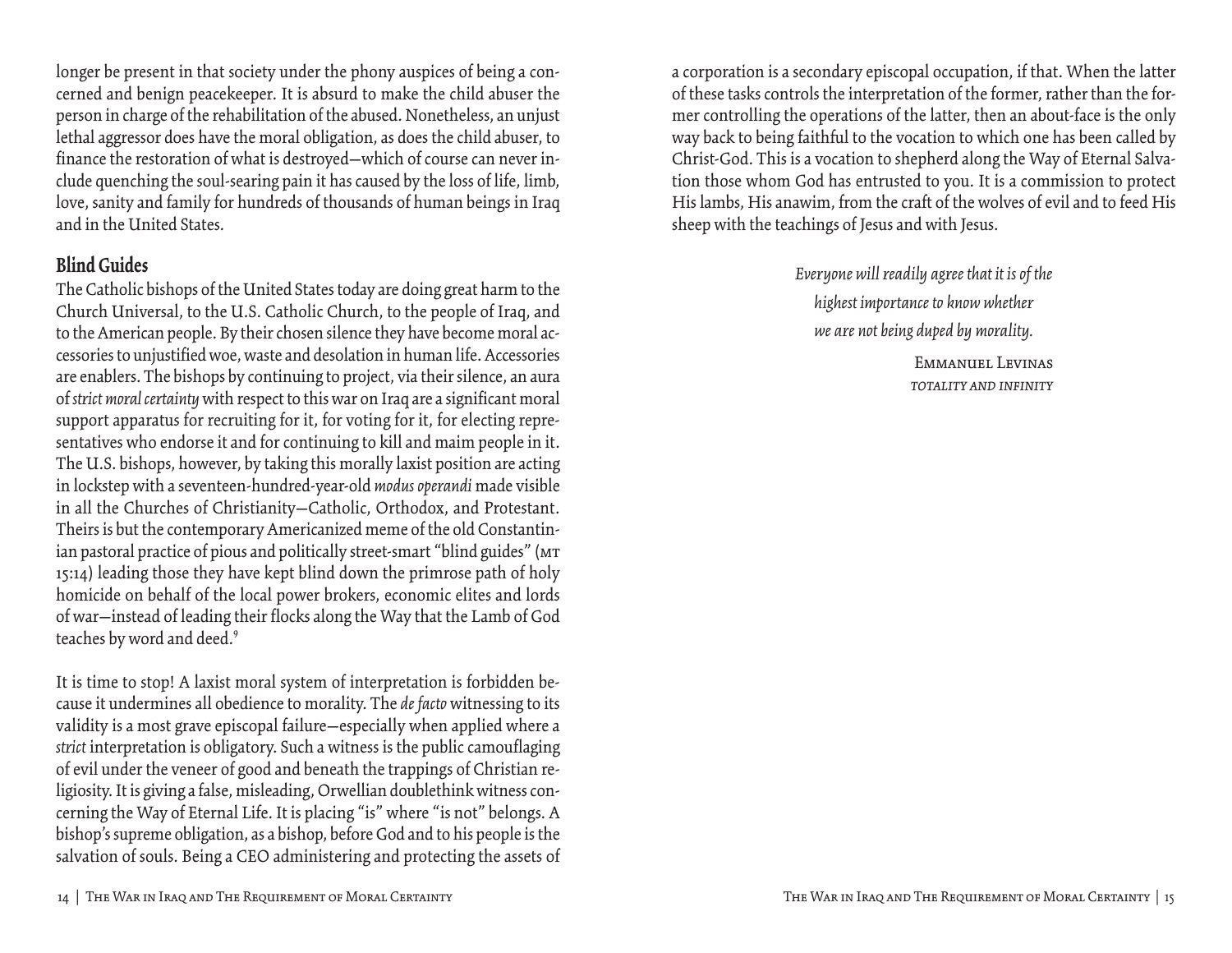longer be present in that society under the phony auspices of being a concerned and benign peacekeeper. It is absurd to make the child abuser the person in charge of the rehabilitation of the abused. Nonetheless, an unjust lethal aggressor does have the moral obligation, as does the child abuser, to finance the restoration of what is destroyed—which of course can never include quenching the soul-searing pain it has caused by the loss of life, limb, love, sanity and family for hundreds of thousands of human beings in Iraq and in the United States.

## Blind Guides

The Catholic bishops of the United States today are doing great harm to the Church Universal, to the U.S. Catholic Church, to the people of Iraq, and to the American people. By their chosen silence they have become moral accessories to unjustified woe, waste and desolation in human life. Accessories are enablers. The bishops by continuing to project, via their silence, an aura of *strict moral certainty* with respect to this war on Iraq are a significant moral support apparatus for recruiting for it, for voting for it, for electing representatives who endorse it and for continuing to kill and maim people in it. The U.S. bishops, however, by taking this morally laxist position are acting in lockstep with a seventeen-hundred-year-old *modus operandi* made visible in all the Churches of Christianity—Catholic, Orthodox, and Protestant. Theirs is but the contemporary Americanized meme of the old Constantinian pastoral practice of pious and politically street-smart "blind guides" (MT 15:14) leading those they have kept blind down the primrose path of holy homicide on behalf of the local power brokers, economic elites and lords of war—instead of leading their flocks along the Way that the Lamb of God teaches by word and deed.[9]

It is time to stop! A laxist moral system of interpretation is forbidden because it undermines all obedience to morality. The *de facto* witnessing to its validity is a most grave episcopal failure—especially when applied where a *strict* interpretation is obligatory. Such a witness is the public camouflaging of evil under the veneer of good and beneath the trappings of Christian religiosity. It is giving a false, misleading, Orwellian doublethink witness concerning the Way of Eternal Life. It is placing "is" where "is not" belongs. A bishop's supreme obligation, as a bishop, before God and to his people is the salvation of souls. Being a CEO administering and protecting the assets of a corporation is a secondary episcopal occupation, if that. When the latter of these tasks controls the interpretation of the former, rather than the former controlling the operations of the latter, then an about-face is the only way back to being faithful to the vocation to which one has been called by Christ-God. This is a vocation to shepherd along the Way of Eternal Salvation those whom God has entrusted to you. It is a commission to protect His lambs, His anawim, from the craft of the wolves of evil and to feed His sheep with the teachings of Jesus and with Jesus.

*Everyone will readily agree that it is of the highest importance to know whether we are not being duped by morality.*

EMMANUEL LEVINAS
*TOTALITY AND INFINITY*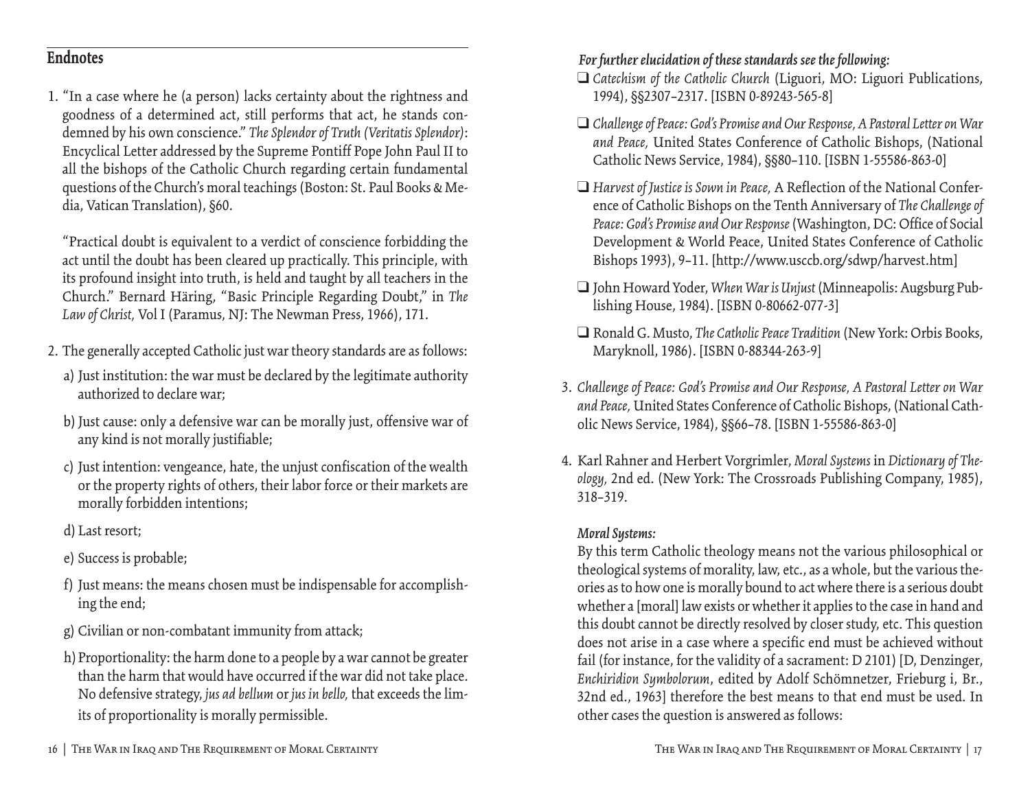## Endnotes

1. "In a case where he (a person) lacks certainty about the rightness and goodness of a determined act, still performs that act, he stands condemned by his own conscience." *The Splendor of Truth (Veritatis Splendor)*: Encyclical Letter addressed by the Supreme Pontiff Pope John Paul II to all the bishops of the Catholic Church regarding certain fundamental questions of the Church's moral teachings (Boston: St. Paul Books & Media, Vatican Translation), §60.

   "Practical doubt is equivalent to a verdict of conscience forbidding the act until the doubt has been cleared up practically. This principle, with its profound insight into truth, is held and taught by all teachers in the Church." Bernard Häring, "Basic Principle Regarding Doubt," in *The Law of Christ,* Vol I (Paramus, NJ: The Newman Press, 1966), 171.

2. The generally accepted Catholic just war theory standards are as follows:

   a) Just institution: the war must be declared by the legitimate authority authorized to declare war;

   b) Just cause: only a defensive war can be morally just, offensive war of any kind is not morally justifiable;

   c) Just intention: vengeance, hate, the unjust confiscation of the wealth or the property rights of others, their labor force or their markets are morally forbidden intentions;

   d) Last resort;

   e) Success is probable;

   f) Just means: the means chosen must be indispensable for accomplishing the end;

   g) Civilian or non-combatant immunity from attack;

   h) Proportionality: the harm done to a people by a war cannot be greater than the harm that would have occurred if the war did not take place. No defensive strategy, *jus ad bellum* or *jus in bello,* that exceeds the limits of proportionality is morally permissible.

   *For further elucidation of these standards see the following:*

   - *Catechism of the Catholic Church* (Liguori, MO: Liguori Publications, 1994), §§2307–2317. [ISBN 0-89243-565-8]
   - *Challenge of Peace: God's Promise and Our Response, A Pastoral Letter on War and Peace,* United States Conference of Catholic Bishops, (National Catholic News Service, 1984), §§80–110. [ISBN 1-55586-863-0]
   - *Harvest of Justice is Sown in Peace,* A Reflection of the National Conference of Catholic Bishops on the Tenth Anniversary of *The Challenge of Peace: God's Promise and Our Response* (Washington, DC: Office of Social Development & World Peace, United States Conference of Catholic Bishops 1993), 9–11. [http://www.usccb.org/sdwp/harvest.htm]
   - John Howard Yoder, *When War is Unjust* (Minneapolis: Augsburg Publishing House, 1984). [ISBN 0-80662-077-3]
   - Ronald G. Musto, *The Catholic Peace Tradition* (New York: Orbis Books, Maryknoll, 1986). [ISBN 0-88344-263-9]

3. *Challenge of Peace: God's Promise and Our Response, A Pastoral Letter on War and Peace,* United States Conference of Catholic Bishops, (National Catholic News Service, 1984), §§66–78. [ISBN 1-55586-863-0]

4. Karl Rahner and Herbert Vorgrimler, *Moral Systems* in *Dictionary of Theology,* 2nd ed. (New York: The Crossroads Publishing Company, 1985), 318–319.

   *Moral Systems:*

   By this term Catholic theology means not the various philosophical or theological systems of morality, law, etc., as a whole, but the various theories as to how one is morally bound to act where there is a serious doubt whether a [moral] law exists or whether it applies to the case in hand and this doubt cannot be directly resolved by closer study, etc. This question does not arise in a case where a specific end must be achieved without fail (for instance, for the validity of a sacrament: D 2101) [D, Denzinger, *Enchiridion Symbolorum*, edited by Adolf Schömnetzer, Frieburg i, Br., 32nd ed., 1963] therefore the best means to that end must be used. In other cases the question is answered as follows: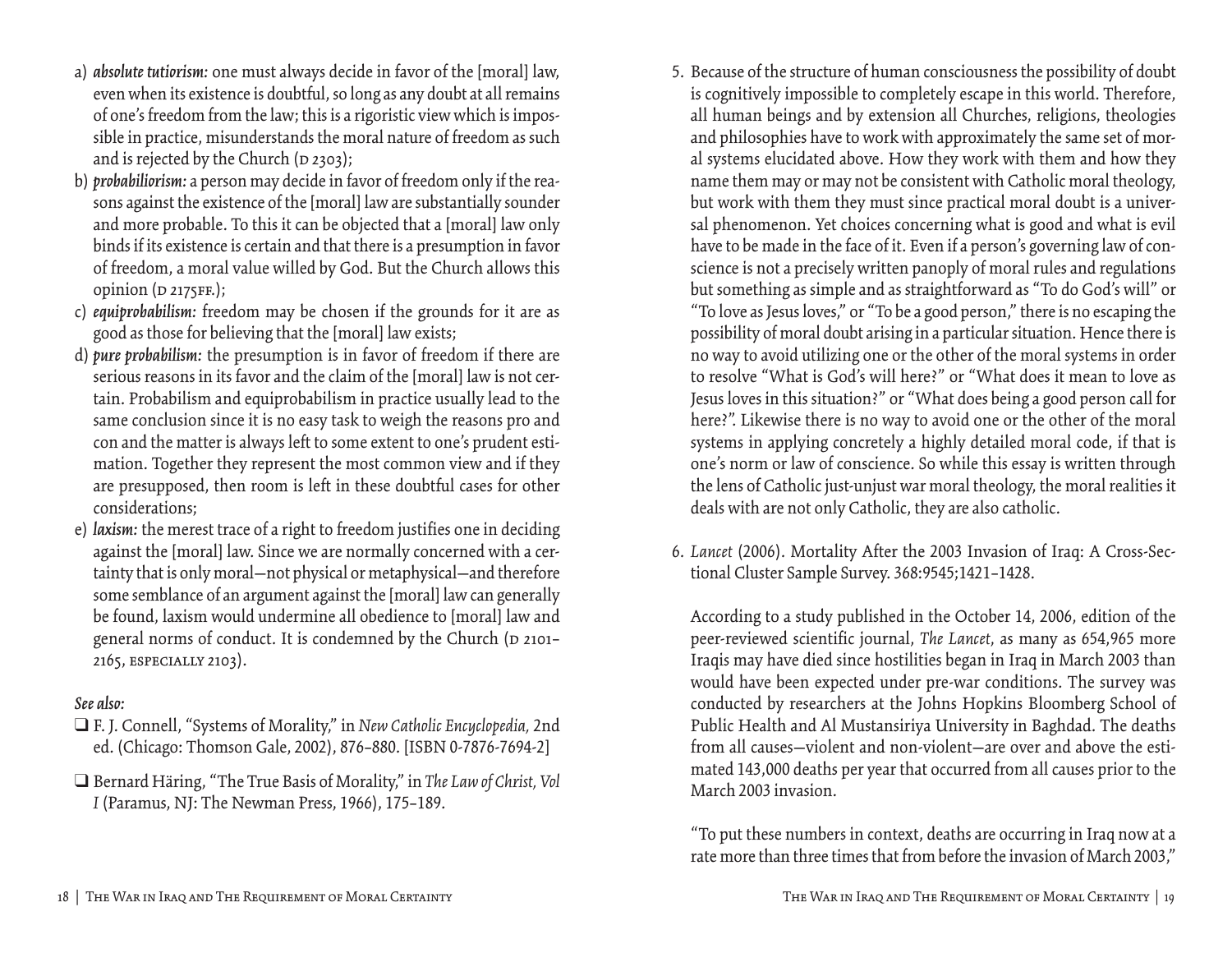a) ***absolute tutiorism:*** one must always decide in favor of the [moral] law, even when its existence is doubtful, so long as any doubt at all remains of one's freedom from the law; this is a rigoristic view which is impossible in practice, misunderstands the moral nature of freedom as such and is rejected by the Church (D 2303);
b) ***probabiliorism:*** a person may decide in favor of freedom only if the reasons against the existence of the [moral] law are substantially sounder and more probable. To this it can be objected that a [moral] law only binds if its existence is certain and that there is a presumption in favor of freedom, a moral value willed by God. But the Church allows this opinion (D 2175FF.);
c) ***equiprobabilism:*** freedom may be chosen if the grounds for it are as good as those for believing that the [moral] law exists;
d) ***pure probabilism:*** the presumption is in favor of freedom if there are serious reasons in its favor and the claim of the [moral] law is not certain. Probabilism and equiprobabilism in practice usually lead to the same conclusion since it is no easy task to weigh the reasons pro and con and the matter is always left to some extent to one's prudent estimation. Together they represent the most common view and if they are presupposed, then room is left in these doubtful cases for other considerations;
e) ***laxism:*** the merest trace of a right to freedom justifies one in deciding against the [moral] law. Since we are normally concerned with a certainty that is only moral—not physical or metaphysical—and therefore some semblance of an argument against the [moral] law can generally be found, laxism would undermine all obedience to [moral] law and general norms of conduct. It is condemned by the Church (D 2101–2165, ESPECIALLY 2103).

***See also:***

- ❑ F. J. Connell, "Systems of Morality," in *New Catholic Encyclopedia,* 2nd ed. (Chicago: Thomson Gale, 2002), 876–880. [ISBN 0-7876-7694-2]
- ❑ Bernard Häring, "The True Basis of Morality," in *The Law of Christ, Vol I* (Paramus, NJ: The Newman Press, 1966), 175–189.

5. Because of the structure of human consciousness the possibility of doubt is cognitively impossible to completely escape in this world. Therefore, all human beings and by extension all Churches, religions, theologies and philosophies have to work with approximately the same set of moral systems elucidated above. How they work with them and how they name them may or may not be consistent with Catholic moral theology, but work with them they must since practical moral doubt is a universal phenomenon. Yet choices concerning what is good and what is evil have to be made in the face of it. Even if a person's governing law of conscience is not a precisely written panoply of moral rules and regulations but something as simple and as straightforward as "To do God's will" or "To love as Jesus loves," or "To be a good person," there is no escaping the possibility of moral doubt arising in a particular situation. Hence there is no way to avoid utilizing one or the other of the moral systems in order to resolve "What is God's will here?" or "What does it mean to love as Jesus loves in this situation?" or "What does being a good person call for here?". Likewise there is no way to avoid one or the other of the moral systems in applying concretely a highly detailed moral code, if that is one's norm or law of conscience. So while this essay is written through the lens of Catholic just-unjust war moral theology, the moral realities it deals with are not only Catholic, they are also catholic.

6. *Lancet* (2006). Mortality After the 2003 Invasion of Iraq: A Cross-Sectional Cluster Sample Survey. 368:9545;1421–1428.

   According to a study published in the October 14, 2006, edition of the peer-reviewed scientific journal, *The Lancet*, as many as 654,965 more Iraqis may have died since hostilities began in Iraq in March 2003 than would have been expected under pre-war conditions. The survey was conducted by researchers at the Johns Hopkins Bloomberg School of Public Health and Al Mustansiriya University in Baghdad. The deaths from all causes—violent and non-violent—are over and above the estimated 143,000 deaths per year that occurred from all causes prior to the March 2003 invasion.

   "To put these numbers in context, deaths are occurring in Iraq now at a rate more than three times that from before the invasion of March 2003,"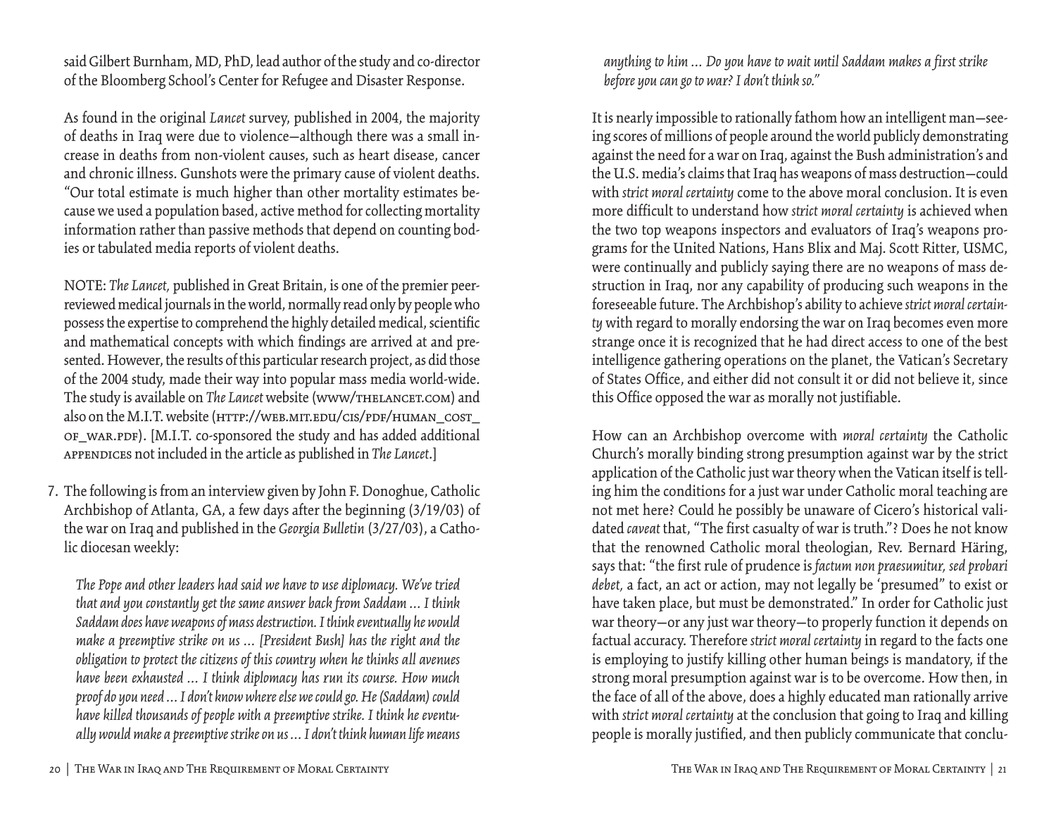said Gilbert Burnham, MD, PhD, lead author of the study and co-director of the Bloomberg School's Center for Refugee and Disaster Response.

As found in the original *Lancet* survey, published in 2004, the majority of deaths in Iraq were due to violence—although there was a small increase in deaths from non-violent causes, such as heart disease, cancer and chronic illness. Gunshots were the primary cause of violent deaths. "Our total estimate is much higher than other mortality estimates because we used a population based, active method for collecting mortality information rather than passive methods that depend on counting bodies or tabulated media reports of violent deaths.

NOTE: *The Lancet,* published in Great Britain, is one of the premier peer-reviewed medical journals in the world, normally read only by people who possess the expertise to comprehend the highly detailed medical, scientific and mathematical concepts with which findings are arrived at and presented. However, the results of this particular research project, as did those of the 2004 study, made their way into popular mass media world-wide. The study is available on *The Lancet* website (www/thelancet.com) and also on the M.I.T. website (http://web.mit.edu/cis/pdf/human_cost_of_war.pdf). [M.I.T. co-sponsored the study and has added additional appendices not included in the article as published in *The Lancet*.]

7. The following is from an interview given by John F. Donoghue, Catholic Archbishop of Atlanta, GA, a few days after the beginning (3/19/03) of the war on Iraq and published in the *Georgia Bulletin* (3/27/03), a Catholic diocesan weekly:

   *The Pope and other leaders had said we have to use diplomacy. We've tried that and you constantly get the same answer back from Saddam ... I think Saddam does have weapons of mass destruction. I think eventually he would make a preemptive strike on us ... [President Bush] has the right and the obligation to protect the citizens of this country when he thinks all avenues have been exhausted ... I think diplomacy has run its course. How much proof do you need ... I don't know where else we could go. He (Saddam) could have killed thousands of people with a preemptive strike. I think he eventually would make a preemptive strike on us ... I don't think human life means anything to him ... Do you have to wait until Saddam makes a first strike before you can go to war? I don't think so."*

It is nearly impossible to rationally fathom how an intelligent man—seeing scores of millions of people around the world publicly demonstrating against the need for a war on Iraq, against the Bush administration's and the U.S. media's claims that Iraq has weapons of mass destruction—could with *strict moral certainty* come to the above moral conclusion. It is even more difficult to understand how *strict moral certainty* is achieved when the two top weapons inspectors and evaluators of Iraq's weapons programs for the United Nations, Hans Blix and Maj. Scott Ritter, USMC, were continually and publicly saying there are no weapons of mass destruction in Iraq, nor any capability of producing such weapons in the foreseeable future. The Archbishop's ability to achieve *strict moral certainty* with regard to morally endorsing the war on Iraq becomes even more strange once it is recognized that he had direct access to one of the best intelligence gathering operations on the planet, the Vatican's Secretary of States Office, and either did not consult it or did not believe it, since this Office opposed the war as morally not justifiable.

How can an Archbishop overcome with *moral certainty* the Catholic Church's morally binding strong presumption against war by the strict application of the Catholic just war theory when the Vatican itself is telling him the conditions for a just war under Catholic moral teaching are not met here? Could he possibly be unaware of Cicero's historical validated *caveat* that, "The first casualty of war is truth."? Does he not know that the renowned Catholic moral theologian, Rev. Bernard Häring, says that: "the first rule of prudence is *factum non praesumitur, sed probari debet,* a fact, an act or action, may not legally be 'presumed" to exist or have taken place, but must be demonstrated." In order for Catholic just war theory—or any just war theory—to properly function it depends on factual accuracy. Therefore *strict moral certainty* in regard to the facts one is employing to justify killing other human beings is mandatory, if the strong moral presumption against war is to be overcome. How then, in the face of all of the above, does a highly educated man rationally arrive with *strict moral certainty* at the conclusion that going to Iraq and killing people is morally justified, and then publicly communicate that conclu-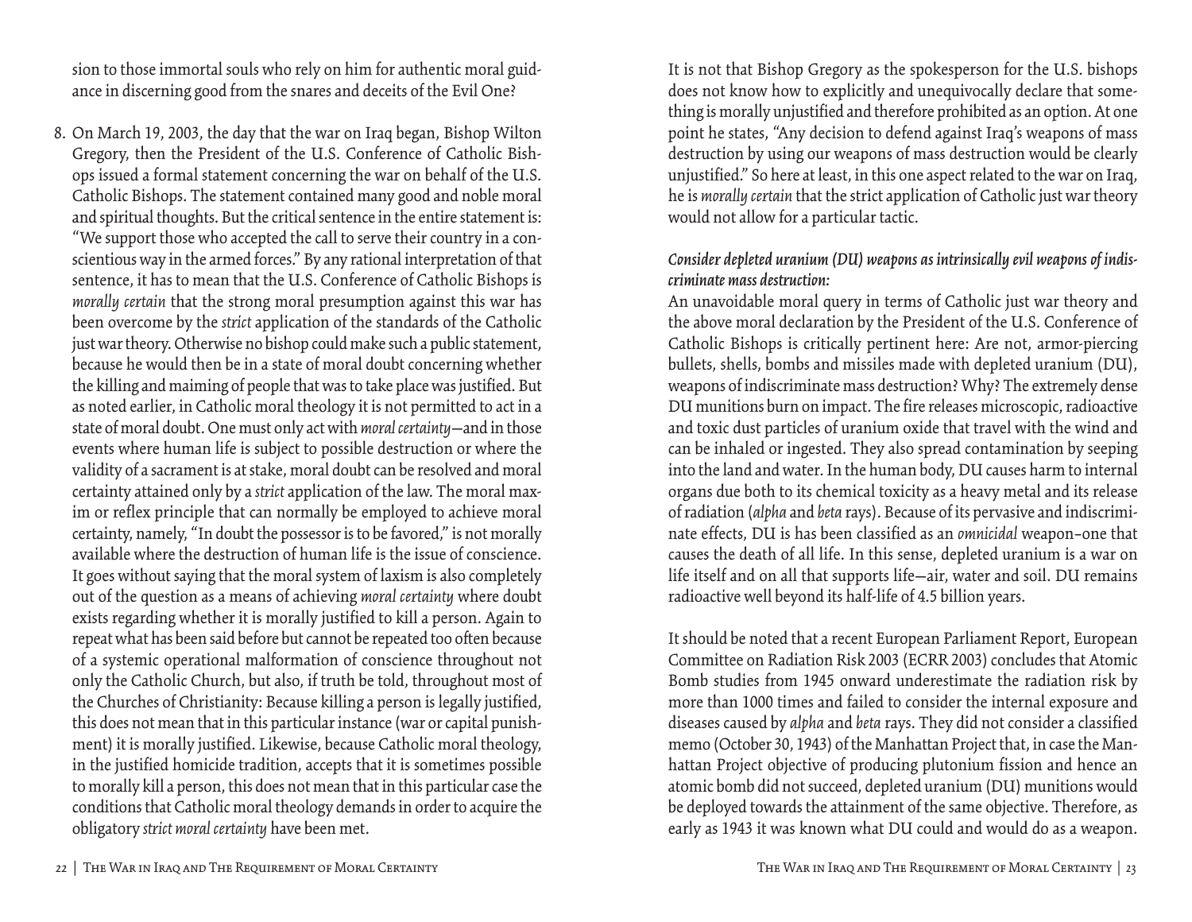sion to those immortal souls who rely on him for authentic moral guidance in discerning good from the snares and deceits of the Evil One?

8. On March 19, 2003, the day that the war on Iraq began, Bishop Wilton Gregory, then the President of the U.S. Conference of Catholic Bishops issued a formal statement concerning the war on behalf of the U.S. Catholic Bishops. The statement contained many good and noble moral and spiritual thoughts. But the critical sentence in the entire statement is: "We support those who accepted the call to serve their country in a conscientious way in the armed forces." By any rational interpretation of that sentence, it has to mean that the U.S. Conference of Catholic Bishops is *morally certain* that the strong moral presumption against this war has been overcome by the *strict* application of the standards of the Catholic just war theory. Otherwise no bishop could make such a public statement, because he would then be in a state of moral doubt concerning whether the killing and maiming of people that was to take place was justified. But as noted earlier, in Catholic moral theology it is not permitted to act in a state of moral doubt. One must only act with *moral certainty*—and in those events where human life is subject to possible destruction or where the validity of a sacrament is at stake, moral doubt can be resolved and moral certainty attained only by a *strict* application of the law. The moral maxim or reflex principle that can normally be employed to achieve moral certainty, namely, "In doubt the possessor is to be favored," is not morally available where the destruction of human life is the issue of conscience. It goes without saying that the moral system of laxism is also completely out of the question as a means of achieving *moral certainty* where doubt exists regarding whether it is morally justified to kill a person. Again to repeat what has been said before but cannot be repeated too often because of a systemic operational malformation of conscience throughout not only the Catholic Church, but also, if truth be told, throughout most of the Churches of Christianity: Because killing a person is legally justified, this does not mean that in this particular instance (war or capital punishment) it is morally justified. Likewise, because Catholic moral theology, in the justified homicide tradition, accepts that it is sometimes possible to morally kill a person, this does not mean that in this particular case the conditions that Catholic moral theology demands in order to acquire the obligatory *strict moral certainty* have been met.

It is not that Bishop Gregory as the spokesperson for the U.S. bishops does not know how to explicitly and unequivocally declare that something is morally unjustified and therefore prohibited as an option. At one point he states, "Any decision to defend against Iraq's weapons of mass destruction by using our weapons of mass destruction would be clearly unjustified." So here at least, in this one aspect related to the war on Iraq, he is *morally certain* that the strict application of Catholic just war theory would not allow for a particular tactic.

***Consider depleted uranium (DU) weapons as intrinsically evil weapons of indiscriminate mass destruction:***

An unavoidable moral query in terms of Catholic just war theory and the above moral declaration by the President of the U.S. Conference of Catholic Bishops is critically pertinent here: Are not, armor-piercing bullets, shells, bombs and missiles made with depleted uranium (DU), weapons of indiscriminate mass destruction? Why? The extremely dense DU munitions burn on impact. The fire releases microscopic, radioactive and toxic dust particles of uranium oxide that travel with the wind and can be inhaled or ingested. They also spread contamination by seeping into the land and water. In the human body, DU causes harm to internal organs due both to its chemical toxicity as a heavy metal and its release of radiation (*alpha* and *beta* rays). Because of its pervasive and indiscriminate effects, DU is has been classified as an *omnicidal* weapon–one that causes the death of all life. In this sense, depleted uranium is a war on life itself and on all that supports life—air, water and soil. DU remains radioactive well beyond its half-life of 4.5 billion years.

It should be noted that a recent European Parliament Report, European Committee on Radiation Risk 2003 (ECRR 2003) concludes that Atomic Bomb studies from 1945 onward underestimate the radiation risk by more than 1000 times and failed to consider the internal exposure and diseases caused by *alpha* and *beta* rays. They did not consider a classified memo (October 30, 1943) of the Manhattan Project that, in case the Manhattan Project objective of producing plutonium fission and hence an atomic bomb did not succeed, depleted uranium (DU) munitions would be deployed towards the attainment of the same objective. Therefore, as early as 1943 it was known what DU could and would do as a weapon.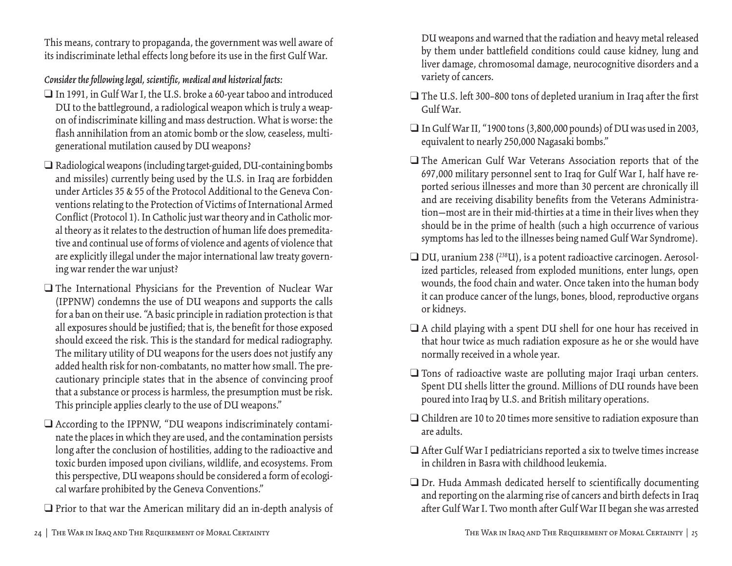This means, contrary to propaganda, the government was well aware of its indiscriminate lethal effects long before its use in the first Gulf War.

*Consider the following legal, scientific, medical and historical facts:*

- ❑ In 1991, in Gulf War I, the U.S. broke a 60-year taboo and introduced DU to the battleground, a radiological weapon which is truly a weapon of indiscriminate killing and mass destruction. What is worse: the flash annihilation from an atomic bomb or the slow, ceaseless, multigenerational mutilation caused by DU weapons?
- ❑ Radiological weapons (including target-guided, DU-containing bombs and missiles) currently being used by the U.S. in Iraq are forbidden under Articles 35 & 55 of the Protocol Additional to the Geneva Conventions relating to the Protection of Victims of International Armed Conflict (Protocol 1). In Catholic just war theory and in Catholic moral theory as it relates to the destruction of human life does premeditative and continual use of forms of violence and agents of violence that are explicitly illegal under the major international law treaty governing war render the war unjust?
- ❑ The International Physicians for the Prevention of Nuclear War (IPPNW) condemns the use of DU weapons and supports the calls for a ban on their use. "A basic principle in radiation protection is that all exposures should be justified; that is, the benefit for those exposed should exceed the risk. This is the standard for medical radiography. The military utility of DU weapons for the users does not justify any added health risk for non-combatants, no matter how small. The precautionary principle states that in the absence of convincing proof that a substance or process is harmless, the presumption must be risk. This principle applies clearly to the use of DU weapons."
- ❑ According to the IPPNW, "DU weapons indiscriminately contaminate the places in which they are used, and the contamination persists long after the conclusion of hostilities, adding to the radioactive and toxic burden imposed upon civilians, wildlife, and ecosystems. From this perspective, DU weapons should be considered a form of ecological warfare prohibited by the Geneva Conventions."
- ❑ Prior to that war the American military did an in-depth analysis of DU weapons and warned that the radiation and heavy metal released by them under battlefield conditions could cause kidney, lung and liver damage, chromosomal damage, neurocognitive disorders and a variety of cancers.
- ❑ The U.S. left 300–800 tons of depleted uranium in Iraq after the first Gulf War.
- ❑ In Gulf War II, "1900 tons (3,800,000 pounds) of DU was used in 2003, equivalent to nearly 250,000 Nagasaki bombs."
- ❑ The American Gulf War Veterans Association reports that of the 697,000 military personnel sent to Iraq for Gulf War I, half have reported serious illnesses and more than 30 percent are chronically ill and are receiving disability benefits from the Veterans Administration—most are in their mid-thirties at a time in their lives when they should be in the prime of health (such a high occurrence of various symptoms has led to the illnesses being named Gulf War Syndrome).
- ❑ DU, uranium 238 ($^{238}U$), is a potent radioactive carcinogen. Aerosolized particles, released from exploded munitions, enter lungs, open wounds, the food chain and water. Once taken into the human body it can produce cancer of the lungs, bones, blood, reproductive organs or kidneys.
- ❑ A child playing with a spent DU shell for one hour has received in that hour twice as much radiation exposure as he or she would have normally received in a whole year.
- ❑ Tons of radioactive waste are polluting major Iraqi urban centers. Spent DU shells litter the ground. Millions of DU rounds have been poured into Iraq by U.S. and British military operations.
- ❑ Children are 10 to 20 times more sensitive to radiation exposure than are adults.
- ❑ After Gulf War I pediatricians reported a six to twelve times increase in children in Basra with childhood leukemia.
- ❑ Dr. Huda Ammash dedicated herself to scientifically documenting and reporting on the alarming rise of cancers and birth defects in Iraq after Gulf War I. Two month after Gulf War II began she was arrested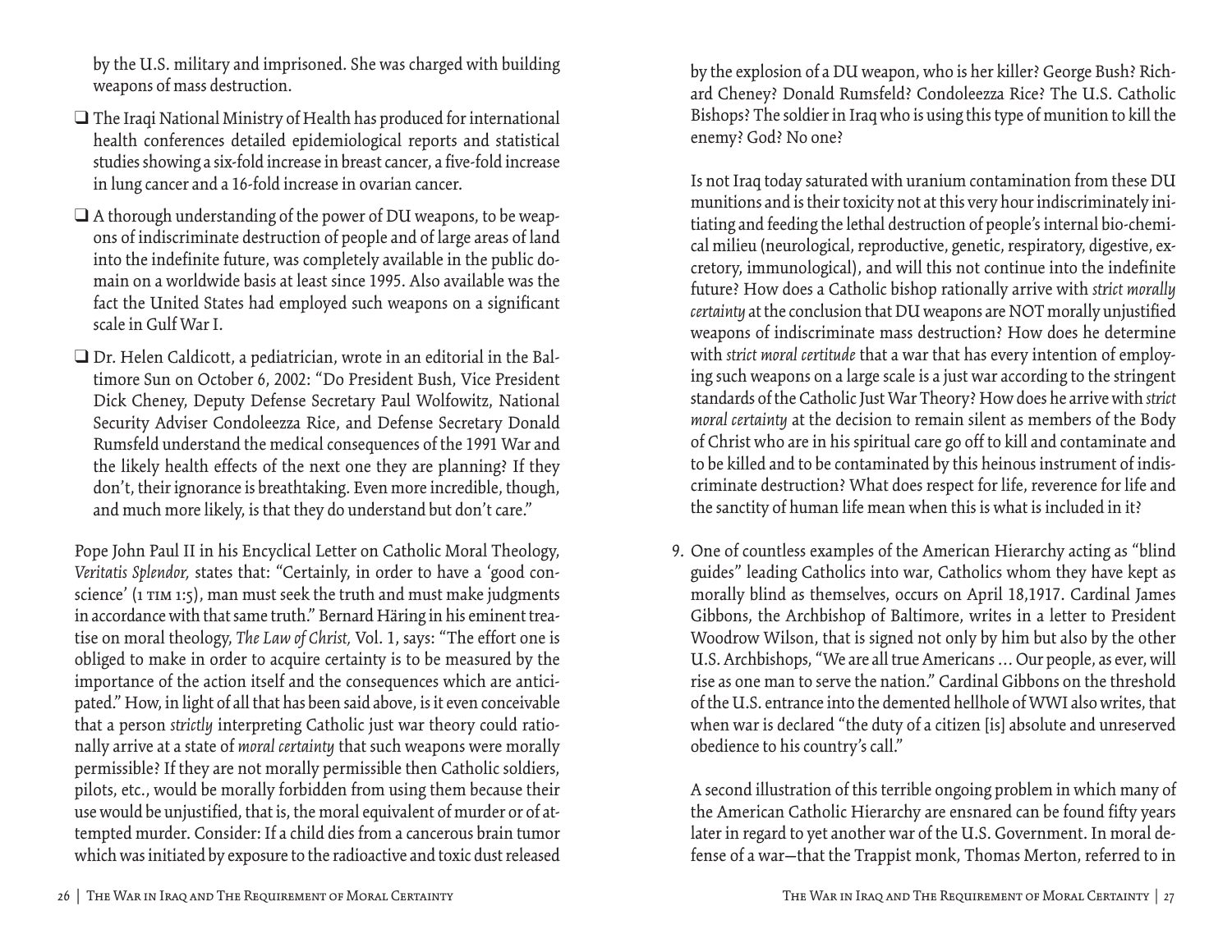by the U.S. military and imprisoned. She was charged with building weapons of mass destruction.

- ❑ The Iraqi National Ministry of Health has produced for international health conferences detailed epidemiological reports and statistical studies showing a six-fold increase in breast cancer, a five-fold increase in lung cancer and a 16-fold increase in ovarian cancer.
- ❑ A thorough understanding of the power of DU weapons, to be weapons of indiscriminate destruction of people and of large areas of land into the indefinite future, was completely available in the public domain on a worldwide basis at least since 1995. Also available was the fact the United States had employed such weapons on a significant scale in Gulf War I.
- ❑ Dr. Helen Caldicott, a pediatrician, wrote in an editorial in the Baltimore Sun on October 6, 2002: "Do President Bush, Vice President Dick Cheney, Deputy Defense Secretary Paul Wolfowitz, National Security Adviser Condoleezza Rice, and Defense Secretary Donald Rumsfeld understand the medical consequences of the 1991 War and the likely health effects of the next one they are planning? If they don't, their ignorance is breathtaking. Even more incredible, though, and much more likely, is that they do understand but don't care."

Pope John Paul II in his Encyclical Letter on Catholic Moral Theology, *Veritatis Splendor,* states that: "Certainly, in order to have a 'good conscience' (1 TIM 1:5), man must seek the truth and must make judgments in accordance with that same truth." Bernard Häring in his eminent treatise on moral theology, *The Law of Christ,* Vol. 1, says: "The effort one is obliged to make in order to acquire certainty is to be measured by the importance of the action itself and the consequences which are anticipated." How, in light of all that has been said above, is it even conceivable that a person *strictly* interpreting Catholic just war theory could rationally arrive at a state of *moral certainty* that such weapons were morally permissible? If they are not morally permissible then Catholic soldiers, pilots, etc., would be morally forbidden from using them because their use would be unjustified, that is, the moral equivalent of murder or of attempted murder. Consider: If a child dies from a cancerous brain tumor which was initiated by exposure to the radioactive and toxic dust released by the explosion of a DU weapon, who is her killer? George Bush? Richard Cheney? Donald Rumsfeld? Condoleezza Rice? The U.S. Catholic Bishops? The soldier in Iraq who is using this type of munition to kill the enemy? God? No one?

Is not Iraq today saturated with uranium contamination from these DU munitions and is their toxicity not at this very hour indiscriminately initiating and feeding the lethal destruction of people's internal bio-chemical milieu (neurological, reproductive, genetic, respiratory, digestive, excretory, immunological), and will this not continue into the indefinite future? How does a Catholic bishop rationally arrive with *strict morally certainty* at the conclusion that DU weapons are NOT morally unjustified weapons of indiscriminate mass destruction? How does he determine with *strict moral certitude* that a war that has every intention of employing such weapons on a large scale is a just war according to the stringent standards of the Catholic Just War Theory? How does he arrive with *strict moral certainty* at the decision to remain silent as members of the Body of Christ who are in his spiritual care go off to kill and contaminate and to be killed and to be contaminated by this heinous instrument of indiscriminate destruction? What does respect for life, reverence for life and the sanctity of human life mean when this is what is included in it?

9. One of countless examples of the American Hierarchy acting as "blind guides" leading Catholics into war, Catholics whom they have kept as morally blind as themselves, occurs on April 18,1917. Cardinal James Gibbons, the Archbishop of Baltimore, writes in a letter to President Woodrow Wilson, that is signed not only by him but also by the other U.S. Archbishops, "We are all true Americans ... Our people, as ever, will rise as one man to serve the nation." Cardinal Gibbons on the threshold of the U.S. entrance into the demented hellhole of WWI also writes, that when war is declared "the duty of a citizen [is] absolute and unreserved obedience to his country's call."

   A second illustration of this terrible ongoing problem in which many of the American Catholic Hierarchy are ensnared can be found fifty years later in regard to yet another war of the U.S. Government. In moral defense of a war—that the Trappist monk, Thomas Merton, referred to in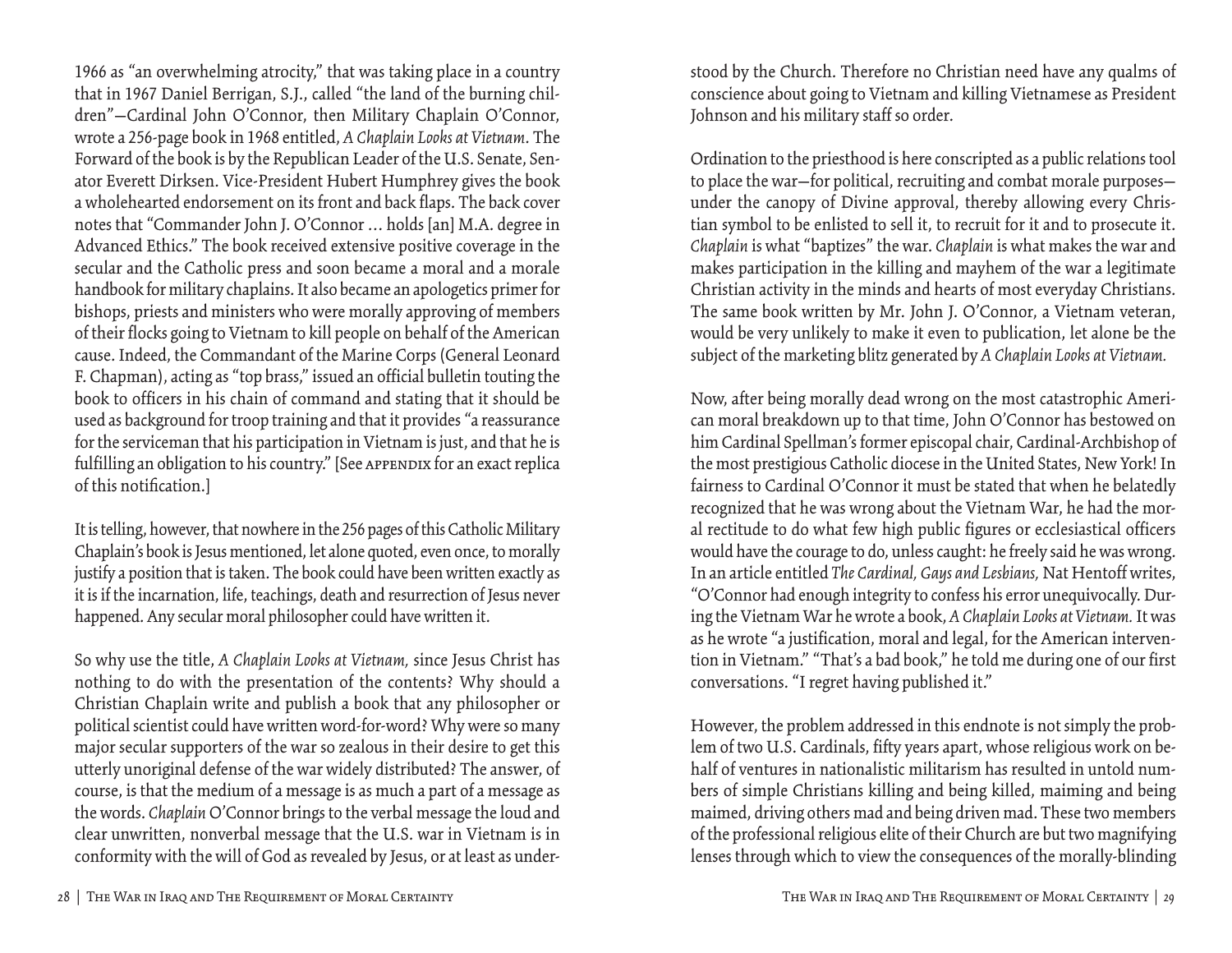1966 as "an overwhelming atrocity," that was taking place in a country that in 1967 Daniel Berrigan, S.J., called "the land of the burning children"—Cardinal John O'Connor, then Military Chaplain O'Connor, wrote a 256-page book in 1968 entitled, *A Chaplain Looks at Vietnam*. The Forward of the book is by the Republican Leader of the U.S. Senate, Senator Everett Dirksen. Vice-President Hubert Humphrey gives the book a wholehearted endorsement on its front and back flaps. The back cover notes that "Commander John J. O'Connor … holds [an] M.A. degree in Advanced Ethics." The book received extensive positive coverage in the secular and the Catholic press and soon became a moral and a morale handbook for military chaplains. It also became an apologetics primer for bishops, priests and ministers who were morally approving of members of their flocks going to Vietnam to kill people on behalf of the American cause. Indeed, the Commandant of the Marine Corps (General Leonard F. Chapman), acting as "top brass," issued an official bulletin touting the book to officers in his chain of command and stating that it should be used as background for troop training and that it provides "a reassurance for the serviceman that his participation in Vietnam is just, and that he is fulfilling an obligation to his country." [See APPENDIX for an exact replica of this notification.]

It is telling, however, that nowhere in the 256 pages of this Catholic Military Chaplain's book is Jesus mentioned, let alone quoted, even once, to morally justify a position that is taken. The book could have been written exactly as it is if the incarnation, life, teachings, death and resurrection of Jesus never happened. Any secular moral philosopher could have written it.

So why use the title, *A Chaplain Looks at Vietnam,* since Jesus Christ has nothing to do with the presentation of the contents? Why should a Christian Chaplain write and publish a book that any philosopher or political scientist could have written word-for-word? Why were so many major secular supporters of the war so zealous in their desire to get this utterly unoriginal defense of the war widely distributed? The answer, of course, is that the medium of a message is as much a part of a message as the words. *Chaplain* O'Connor brings to the verbal message the loud and clear unwritten, nonverbal message that the U.S. war in Vietnam is in conformity with the will of God as revealed by Jesus, or at least as understood by the Church. Therefore no Christian need have any qualms of conscience about going to Vietnam and killing Vietnamese as President Johnson and his military staff so order.

Ordination to the priesthood is here conscripted as a public relations tool to place the war—for political, recruiting and combat morale purposes—under the canopy of Divine approval, thereby allowing every Christian symbol to be enlisted to sell it, to recruit for it and to prosecute it. *Chaplain* is what "baptizes" the war. *Chaplain* is what makes the war and makes participation in the killing and mayhem of the war a legitimate Christian activity in the minds and hearts of most everyday Christians. The same book written by Mr. John J. O'Connor, a Vietnam veteran, would be very unlikely to make it even to publication, let alone be the subject of the marketing blitz generated by *A Chaplain Looks at Vietnam.*

Now, after being morally dead wrong on the most catastrophic American moral breakdown up to that time, John O'Connor has bestowed on him Cardinal Spellman's former episcopal chair, Cardinal-Archbishop of the most prestigious Catholic diocese in the United States, New York! In fairness to Cardinal O'Connor it must be stated that when he belatedly recognized that he was wrong about the Vietnam War, he had the moral rectitude to do what few high public figures or ecclesiastical officers would have the courage to do, unless caught: he freely said he was wrong. In an article entitled *The Cardinal, Gays and Lesbians,* Nat Hentoff writes, "O'Connor had enough integrity to confess his error unequivocally. During the Vietnam War he wrote a book, *A Chaplain Looks at Vietnam.* It was as he wrote "a justification, moral and legal, for the American intervention in Vietnam." "That's a bad book," he told me during one of our first conversations. "I regret having published it."

However, the problem addressed in this endnote is not simply the problem of two U.S. Cardinals, fifty years apart, whose religious work on behalf of ventures in nationalistic militarism has resulted in untold numbers of simple Christians killing and being killed, maiming and being maimed, driving others mad and being driven mad. These two members of the professional religious elite of their Church are but two magnifying lenses through which to view the consequences of the morally-blinding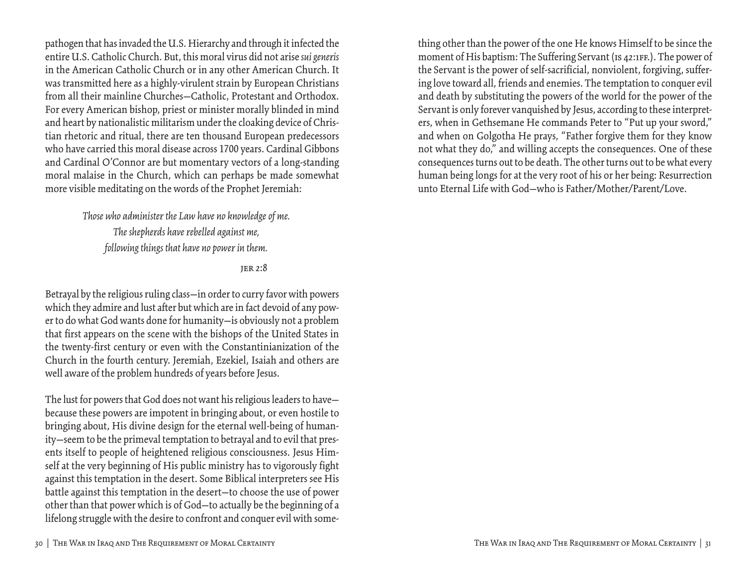pathogen that has invaded the U.S. Hierarchy and through it infected the entire U.S. Catholic Church. But, this moral virus did not arise *sui generis* in the American Catholic Church or in any other American Church. It was transmitted here as a highly-virulent strain by European Christians from all their mainline Churches—Catholic, Protestant and Orthodox. For every American bishop, priest or minister morally blinded in mind and heart by nationalistic militarism under the cloaking device of Christian rhetoric and ritual, there are ten thousand European predecessors who have carried this moral disease across 1700 years. Cardinal Gibbons and Cardinal O'Connor are but momentary vectors of a long-standing moral malaise in the Church, which can perhaps be made somewhat more visible meditating on the words of the Prophet Jeremiah:

> *Those who administer the Law have no knowledge of me.*
> *The shepherds have rebelled against me,*
> *following things that have no power in them.*
>
> JER 2:8

Betrayal by the religious ruling class—in order to curry favor with powers which they admire and lust after but which are in fact devoid of any power to do what God wants done for humanity—is obviously not a problem that first appears on the scene with the bishops of the United States in the twenty-first century or even with the Constantinianization of the Church in the fourth century. Jeremiah, Ezekiel, Isaiah and others are well aware of the problem hundreds of years before Jesus.

The lust for powers that God does not want his religious leaders to have—because these powers are impotent in bringing about, or even hostile to bringing about, His divine design for the eternal well-being of humanity—seem to be the primeval temptation to betrayal and to evil that presents itself to people of heightened religious consciousness. Jesus Himself at the very beginning of His public ministry has to vigorously fight against this temptation in the desert. Some Biblical interpreters see His battle against this temptation in the desert—to choose the use of power other than that power which is of God—to actually be the beginning of a lifelong struggle with the desire to confront and conquer evil with something other than the power of the one He knows Himself to be since the moment of His baptism: The Suffering Servant (IS 42:1FF.). The power of the Servant is the power of self-sacrificial, nonviolent, forgiving, suffering love toward all, friends and enemies. The temptation to conquer evil and death by substituting the powers of the world for the power of the Servant is only forever vanquished by Jesus, according to these interpreters, when in Gethsemane He commands Peter to "Put up your sword," and when on Golgotha He prays, "Father forgive them for they know not what they do," and willing accepts the consequences. One of these consequences turns out to be death. The other turns out to be what every human being longs for at the very root of his or her being: Resurrection unto Eternal Life with God—who is Father/Mother/Parent/Love.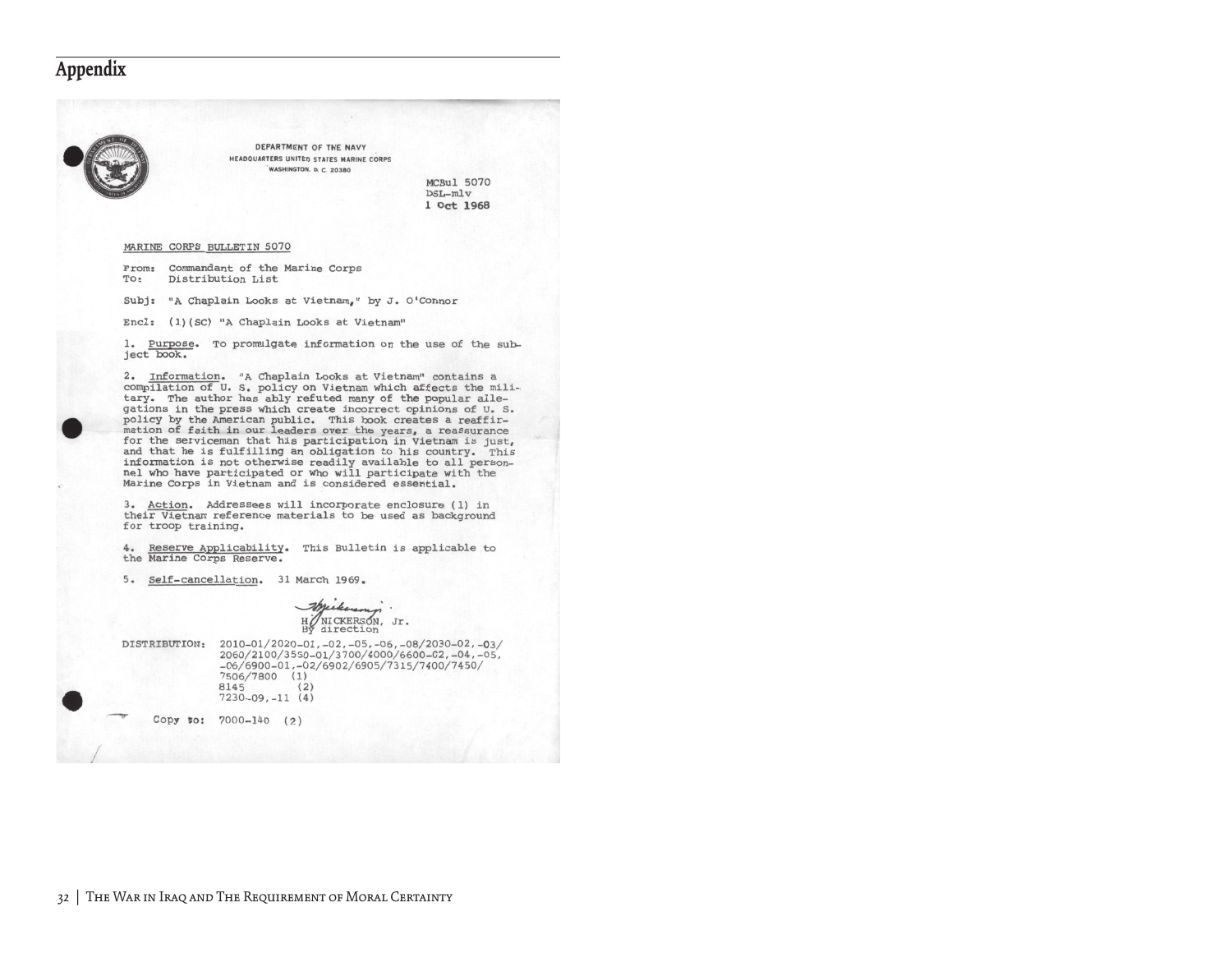## Appendix

DEPARTMENT OF THE NAVY
HEADQUARTERS UNITED STATES MARINE CORPS
WASHINGTON, D. C. 20380

MCBul 5070
DSL-mlv
1 Oct 1968

MARINE CORPS BULLETIN 5070

From: Commandant of the Marine Corps
To: Distribution List

Subj: "A Chaplain Looks at Vietnam," by J. O'Connor

Encl: (1)(SC) "A Chaplain Looks at Vietnam"

1. Purpose. To promulgate information on the use of the subject book.

2. Information. "A Chaplain Looks at Vietnam" contains a compilation of U. S. policy on Vietnam which affects the military. The author has ably refuted many of the popular allegations in the press which create incorrect opinions of U. S. policy by the American public. This book creates a reaffirmation of faith in our leaders over the years, a reassurance for the serviceman that his participation in Vietnam is just, and that he is fulfilling an obligation to his country. This information is not otherwise readily available to all personnel who have participated or who will participate with the Marine Corps in Vietnam and is considered essential.

3. Action. Addressees will incorporate enclosure (1) in their Vietnam reference materials to be used as background for troop training.

4. Reserve Applicability. This Bulletin is applicable to the Marine Corps Reserve.

5. Self-cancellation. 31 March 1969.

H. NICKERSON, Jr.
By direction

DISTRIBUTION: 2010-01/2020-01,-02,-05,-06,-08/2030-02,-03/2060/2100/3550-01/3700/4000/6600-02,-04,-05,-06/6900-01,-02/6902/6905/7315/7400/7450/7506/7800 (1)
8145 (2)
7230-09,-11 (4)

Copy to: 7000-140 (2)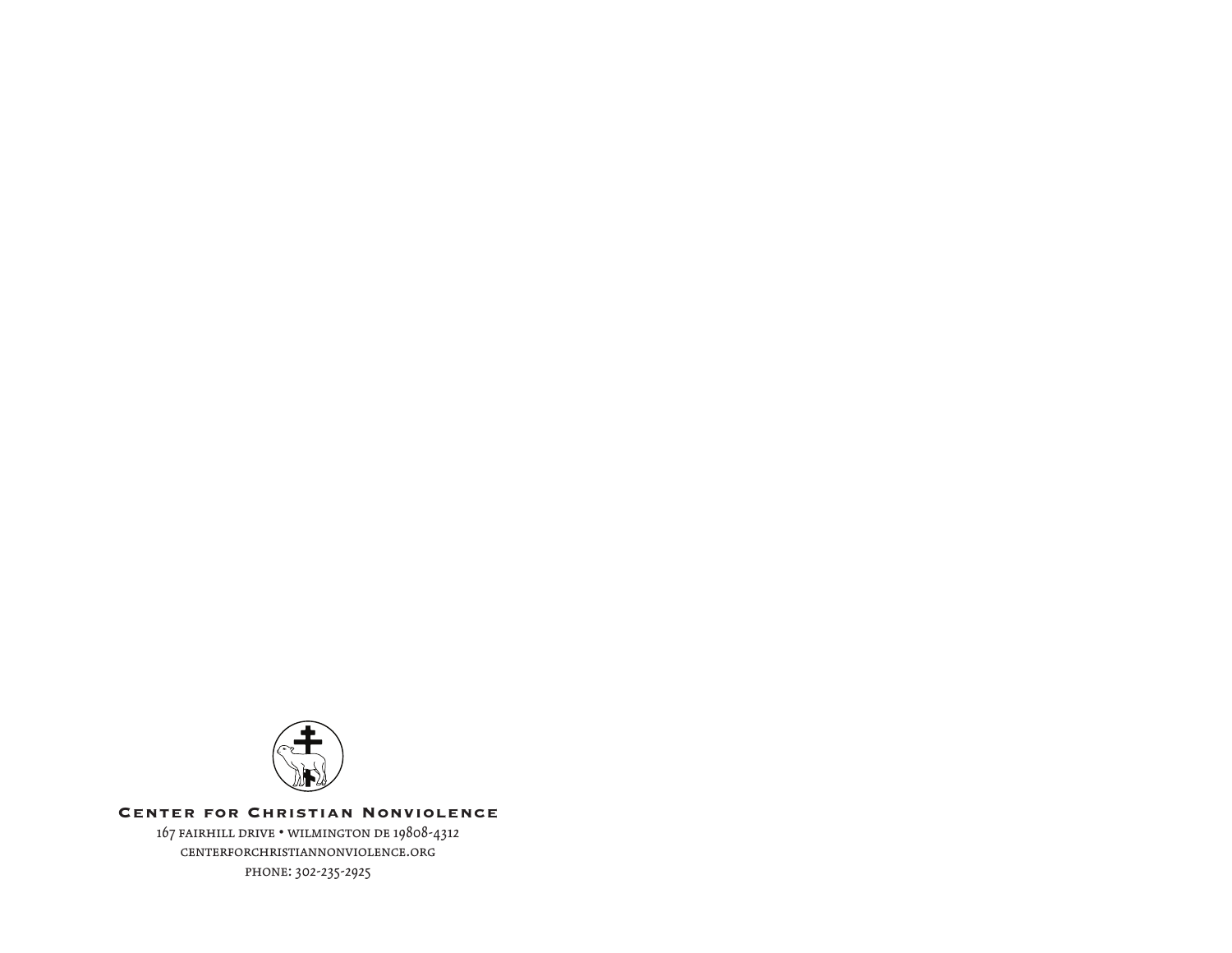**Center for Christian Nonviolence**

167 fairhill drive • wilmington de 19808-4312

centerforchristiannonviolence.org

phone: 302-235-2925